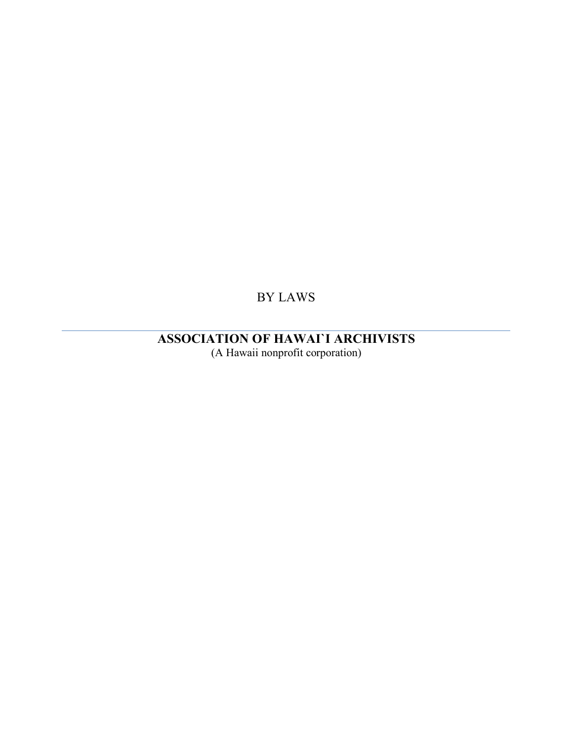BY LAWS

---

# ASSOCIATION OF HAWAI`I ARCHIVISTS

(A Hawaii nonprofit corporation)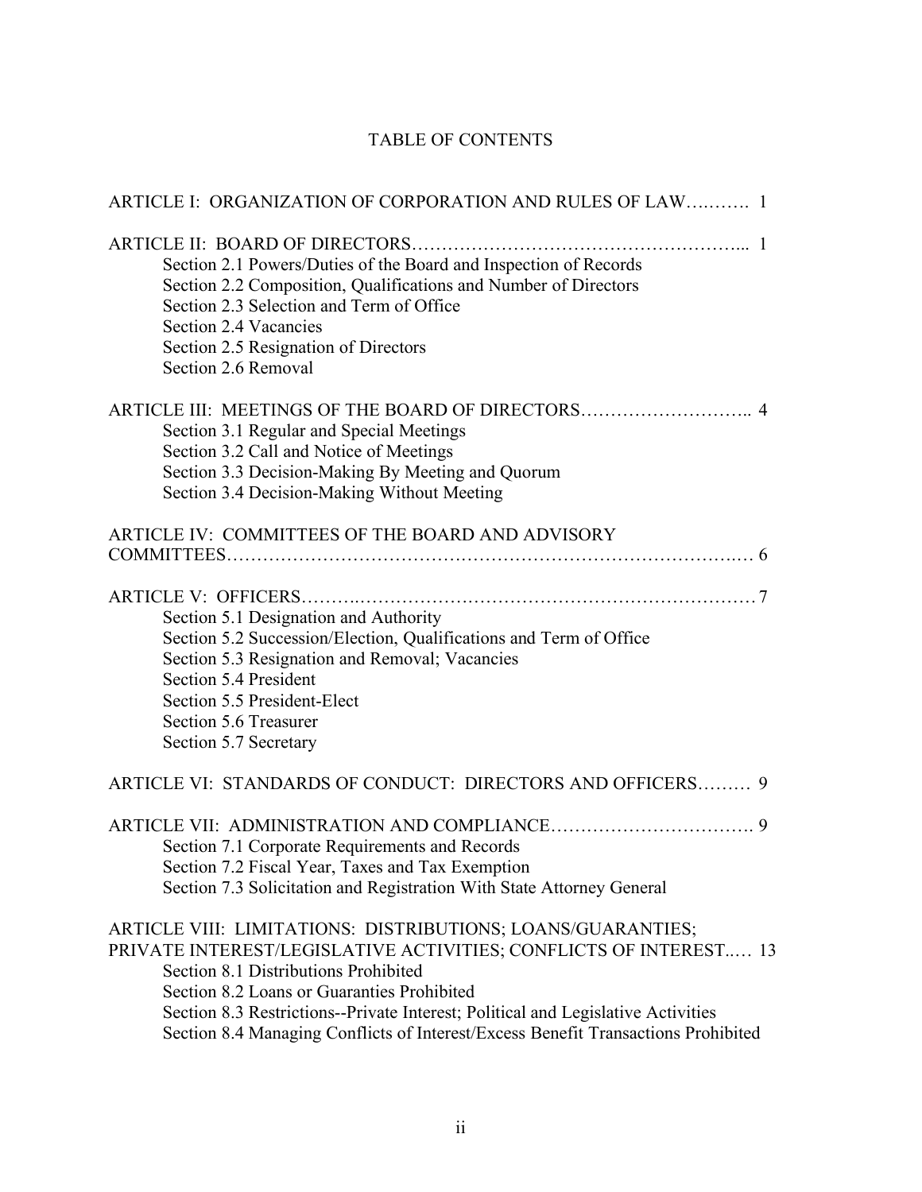# TABLE OF CONTENTS

ARTICLE I: ORGANIZATION OF CORPORATION AND RULES OF LAW………. 1

ARTICLE II: BOARD OF DIRECTORS…………………………………………….... 1

- Section 2.1 Powers/Duties of the Board and Inspection of Records
- Section 2.2 Composition, Qualifications and Number of Directors
- Section 2.3 Selection and Term of Office
- Section 2.4 Vacancies
- Section 2.5 Resignation of Directors
- Section 2.6 Removal

ARTICLE III: MEETINGS OF THE BOARD OF DIRECTORS……………………….. 4

- Section 3.1 Regular and Special Meetings
- Section 3.2 Call and Notice of Meetings
- Section 3.3 Decision-Making By Meeting and Quorum
- Section 3.4 Decision-Making Without Meeting

ARTICLE IV: COMMITTEES OF THE BOARD AND ADVISORY COMMITTEES……………………………………………………………………….… 6

ARTICLE V: OFFICERS……….…………………………………………………………7

- Section 5.1 Designation and Authority
- Section 5.2 Succession/Election, Qualifications and Term of Office
- Section 5.3 Resignation and Removal; Vacancies
- Section 5.4 President
- Section 5.5 President-Elect
- Section 5.6 Treasurer
- Section 5.7 Secretary

ARTICLE VI: STANDARDS OF CONDUCT: DIRECTORS AND OFFICERS……… 9

ARTICLE VII: ADMINISTRATION AND COMPLIANCE……………………………. 9

- Section 7.1 Corporate Requirements and Records
- Section 7.2 Fiscal Year, Taxes and Tax Exemption
- Section 7.3 Solicitation and Registration With State Attorney General

ARTICLE VIII: LIMITATIONS: DISTRIBUTIONS; LOANS/GUARANTIES; PRIVATE INTEREST/LEGISLATIVE ACTIVITIES; CONFLICTS OF INTEREST..… 13

- Section 8.1 Distributions Prohibited
- Section 8.2 Loans or Guaranties Prohibited
- Section 8.3 Restrictions--Private Interest; Political and Legislative Activities
- Section 8.4 Managing Conflicts of Interest/Excess Benefit Transactions Prohibited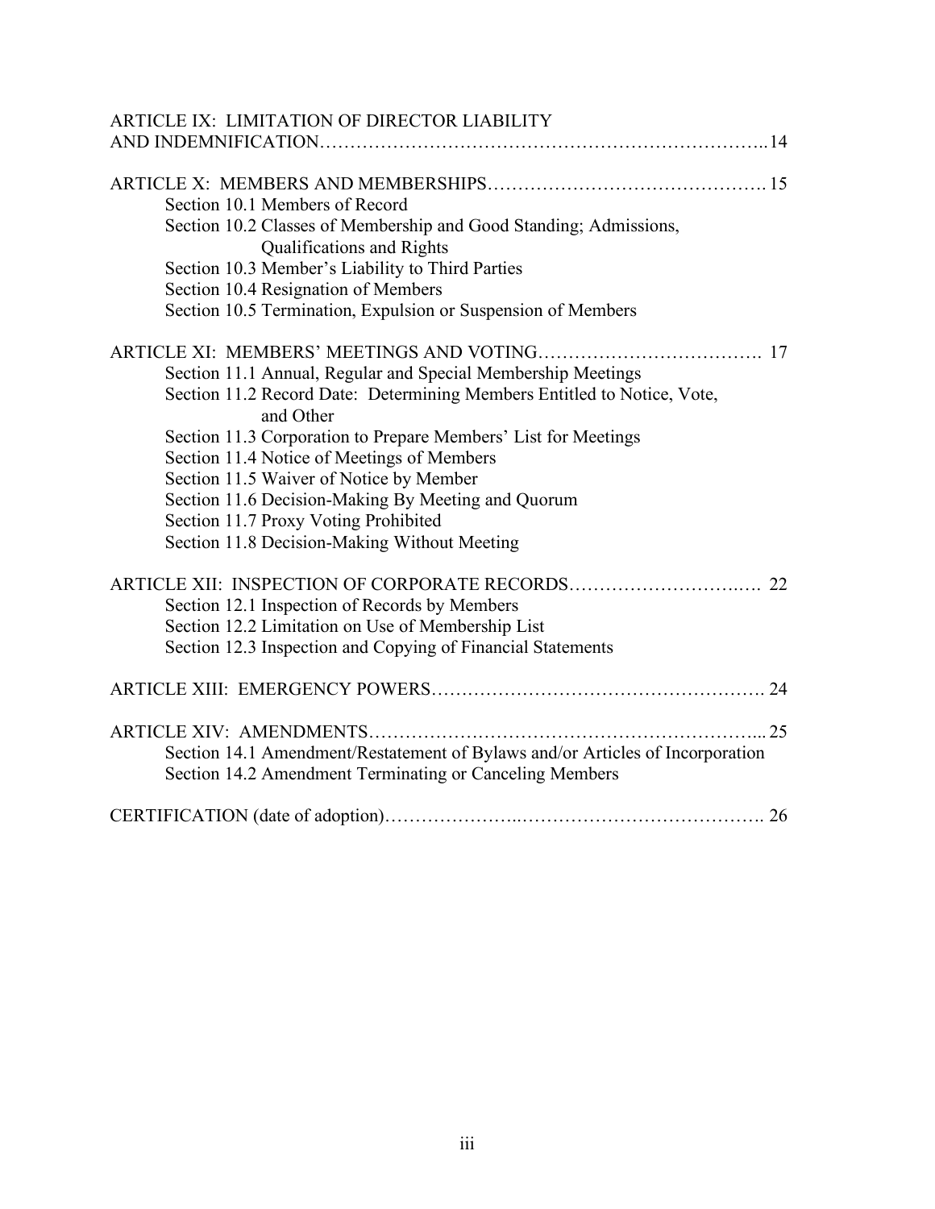ARTICLE IX: LIMITATION OF DIRECTOR LIABILITY AND INDEMNIFICATION……………………………………………………………..14

ARTICLE X: MEMBERS AND MEMBERSHIPS………………………………………. 15

- Section 10.1 Members of Record
- Section 10.2 Classes of Membership and Good Standing; Admissions, Qualifications and Rights
- Section 10.3 Member's Liability to Third Parties
- Section 10.4 Resignation of Members
- Section 10.5 Termination, Expulsion or Suspension of Members

ARTICLE XI: MEMBERS' MEETINGS AND VOTING………………………………. 17

- Section 11.1 Annual, Regular and Special Membership Meetings
- Section 11.2 Record Date: Determining Members Entitled to Notice, Vote, and Other
- Section 11.3 Corporation to Prepare Members' List for Meetings
- Section 11.4 Notice of Meetings of Members
- Section 11.5 Waiver of Notice by Member
- Section 11.6 Decision-Making By Meeting and Quorum
- Section 11.7 Proxy Voting Prohibited
- Section 11.8 Decision-Making Without Meeting

ARTICLE XII: INSPECTION OF CORPORATE RECORDS………………………….… 22

- Section 12.1 Inspection of Records by Members
- Section 12.2 Limitation on Use of Membership List
- Section 12.3 Inspection and Copying of Financial Statements

ARTICLE XIII: EMERGENCY POWERS………………………………………………. 24

ARTICLE XIV: AMENDMENTS…………………………………………………………... 25

- Section 14.1 Amendment/Restatement of Bylaws and/or Articles of Incorporation
- Section 14.2 Amendment Terminating or Canceling Members

CERTIFICATION (date of adoption)………………….………………………………….. 26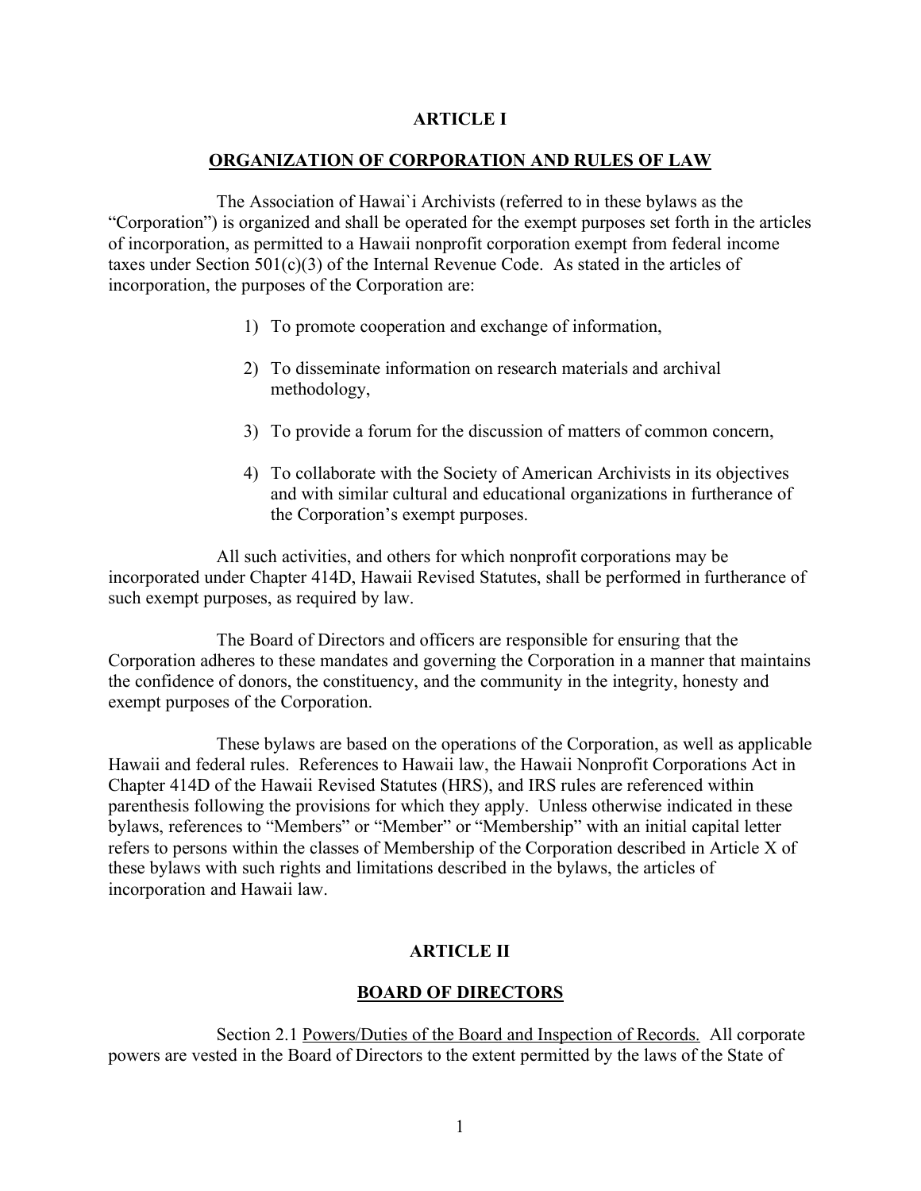## ARTICLE I

## ORGANIZATION OF CORPORATION AND RULES OF LAW

The Association of Hawai`i Archivists (referred to in these bylaws as the "Corporation") is organized and shall be operated for the exempt purposes set forth in the articles of incorporation, as permitted to a Hawaii nonprofit corporation exempt from federal income taxes under Section 501(c)(3) of the Internal Revenue Code. As stated in the articles of incorporation, the purposes of the Corporation are:

1) To promote cooperation and exchange of information,
2) To disseminate information on research materials and archival methodology,
3) To provide a forum for the discussion of matters of common concern,
4) To collaborate with the Society of American Archivists in its objectives and with similar cultural and educational organizations in furtherance of the Corporation's exempt purposes.

All such activities, and others for which nonprofit corporations may be incorporated under Chapter 414D, Hawaii Revised Statutes, shall be performed in furtherance of such exempt purposes, as required by law.

The Board of Directors and officers are responsible for ensuring that the Corporation adheres to these mandates and governing the Corporation in a manner that maintains the confidence of donors, the constituency, and the community in the integrity, honesty and exempt purposes of the Corporation.

These bylaws are based on the operations of the Corporation, as well as applicable Hawaii and federal rules. References to Hawaii law, the Hawaii Nonprofit Corporations Act in Chapter 414D of the Hawaii Revised Statutes (HRS), and IRS rules are referenced within parenthesis following the provisions for which they apply. Unless otherwise indicated in these bylaws, references to "Members" or "Member" or "Membership" with an initial capital letter refers to persons within the classes of Membership of the Corporation described in Article X of these bylaws with such rights and limitations described in the bylaws, the articles of incorporation and Hawaii law.

## ARTICLE II

## BOARD OF DIRECTORS

Section 2.1 Powers/Duties of the Board and Inspection of Records. All corporate powers are vested in the Board of Directors to the extent permitted by the laws of the State of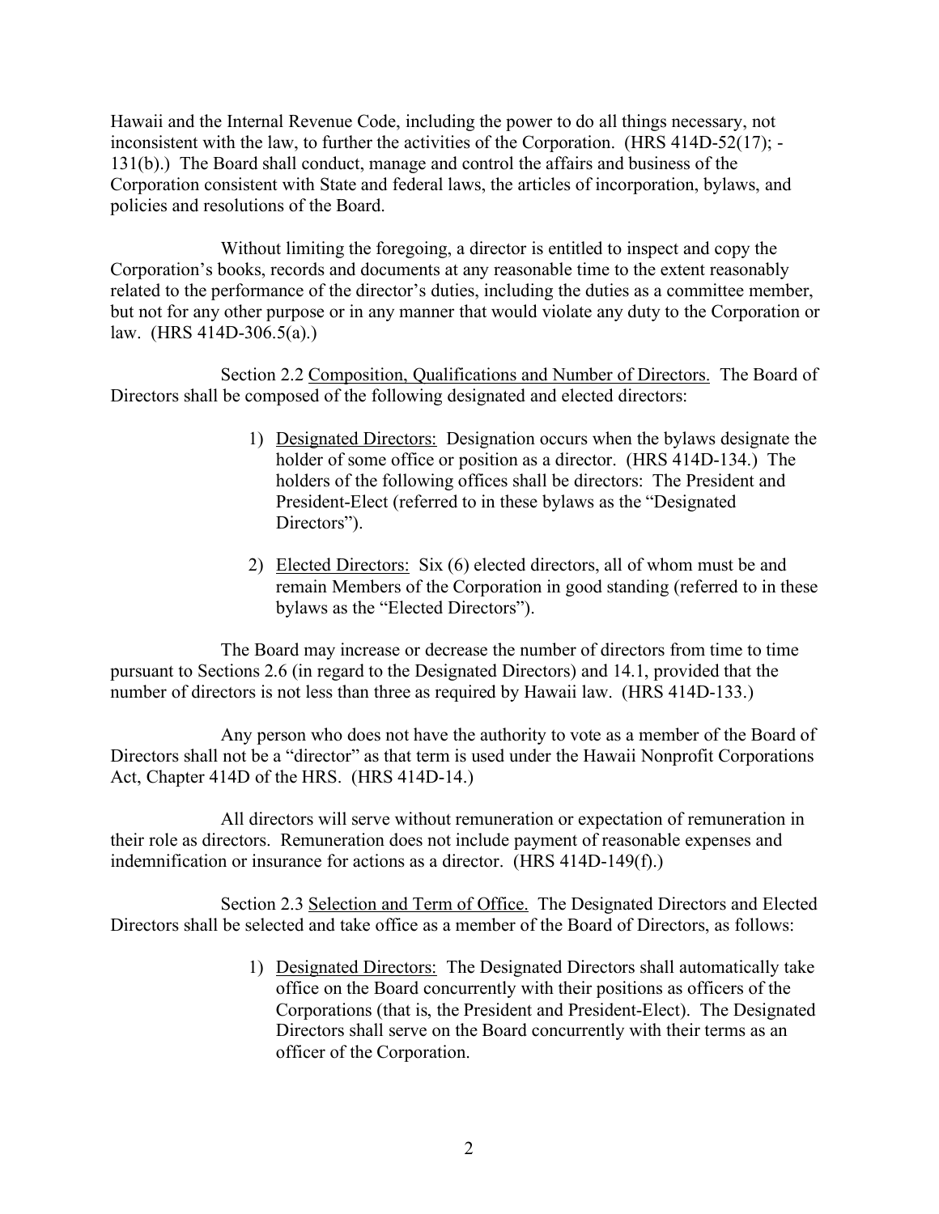Hawaii and the Internal Revenue Code, including the power to do all things necessary, not inconsistent with the law, to further the activities of the Corporation. (HRS 414D-52(17); -131(b).) The Board shall conduct, manage and control the affairs and business of the Corporation consistent with State and federal laws, the articles of incorporation, bylaws, and policies and resolutions of the Board.

Without limiting the foregoing, a director is entitled to inspect and copy the Corporation's books, records and documents at any reasonable time to the extent reasonably related to the performance of the director's duties, including the duties as a committee member, but not for any other purpose or in any manner that would violate any duty to the Corporation or law. (HRS 414D-306.5(a).)

Section 2.2 Composition, Qualifications and Number of Directors. The Board of Directors shall be composed of the following designated and elected directors:

1) Designated Directors: Designation occurs when the bylaws designate the holder of some office or position as a director. (HRS 414D-134.) The holders of the following offices shall be directors: The President and President-Elect (referred to in these bylaws as the "Designated Directors").

2) Elected Directors: Six (6) elected directors, all of whom must be and remain Members of the Corporation in good standing (referred to in these bylaws as the "Elected Directors").

The Board may increase or decrease the number of directors from time to time pursuant to Sections 2.6 (in regard to the Designated Directors) and 14.1, provided that the number of directors is not less than three as required by Hawaii law. (HRS 414D-133.)

Any person who does not have the authority to vote as a member of the Board of Directors shall not be a "director" as that term is used under the Hawaii Nonprofit Corporations Act, Chapter 414D of the HRS. (HRS 414D-14.)

All directors will serve without remuneration or expectation of remuneration in their role as directors. Remuneration does not include payment of reasonable expenses and indemnification or insurance for actions as a director. (HRS 414D-149(f).)

Section 2.3 Selection and Term of Office. The Designated Directors and Elected Directors shall be selected and take office as a member of the Board of Directors, as follows:

1) Designated Directors: The Designated Directors shall automatically take office on the Board concurrently with their positions as officers of the Corporations (that is, the President and President-Elect). The Designated Directors shall serve on the Board concurrently with their terms as an officer of the Corporation.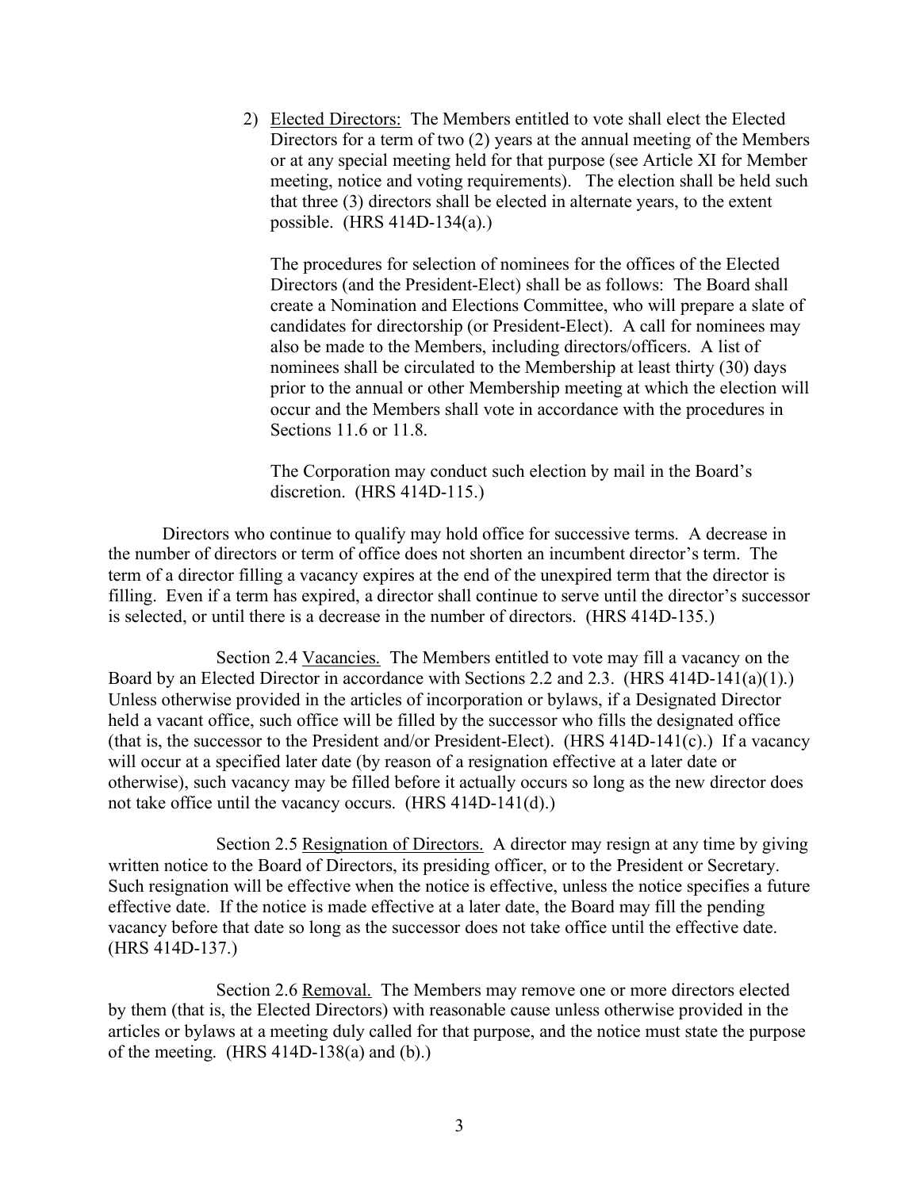2) <u>Elected Directors:</u> The Members entitled to vote shall elect the Elected Directors for a term of two (2) years at the annual meeting of the Members or at any special meeting held for that purpose (see Article XI for Member meeting, notice and voting requirements). The election shall be held such that three (3) directors shall be elected in alternate years, to the extent possible. (HRS 414D-134(a).)

   The procedures for selection of nominees for the offices of the Elected Directors (and the President-Elect) shall be as follows: The Board shall create a Nomination and Elections Committee, who will prepare a slate of candidates for directorship (or President-Elect). A call for nominees may also be made to the Members, including directors/officers. A list of nominees shall be circulated to the Membership at least thirty (30) days prior to the annual or other Membership meeting at which the election will occur and the Members shall vote in accordance with the procedures in Sections 11.6 or 11.8.

   The Corporation may conduct such election by mail in the Board's discretion. (HRS 414D-115.)

Directors who continue to qualify may hold office for successive terms. A decrease in the number of directors or term of office does not shorten an incumbent director's term. The term of a director filling a vacancy expires at the end of the unexpired term that the director is filling. Even if a term has expired, a director shall continue to serve until the director's successor is selected, or until there is a decrease in the number of directors. (HRS 414D-135.)

Section 2.4 <u>Vacancies.</u> The Members entitled to vote may fill a vacancy on the Board by an Elected Director in accordance with Sections 2.2 and 2.3. (HRS 414D-141(a)(1).) Unless otherwise provided in the articles of incorporation or bylaws, if a Designated Director held a vacant office, such office will be filled by the successor who fills the designated office (that is, the successor to the President and/or President-Elect). (HRS 414D-141(c).) If a vacancy will occur at a specified later date (by reason of a resignation effective at a later date or otherwise), such vacancy may be filled before it actually occurs so long as the new director does not take office until the vacancy occurs. (HRS 414D-141(d).)

Section 2.5 <u>Resignation of Directors.</u> A director may resign at any time by giving written notice to the Board of Directors, its presiding officer, or to the President or Secretary. Such resignation will be effective when the notice is effective, unless the notice specifies a future effective date. If the notice is made effective at a later date, the Board may fill the pending vacancy before that date so long as the successor does not take office until the effective date. (HRS 414D-137.)

Section 2.6 <u>Removal.</u> The Members may remove one or more directors elected by them (that is, the Elected Directors) with reasonable cause unless otherwise provided in the articles or bylaws at a meeting duly called for that purpose, and the notice must state the purpose of the meeting. (HRS 414D-138(a) and (b).)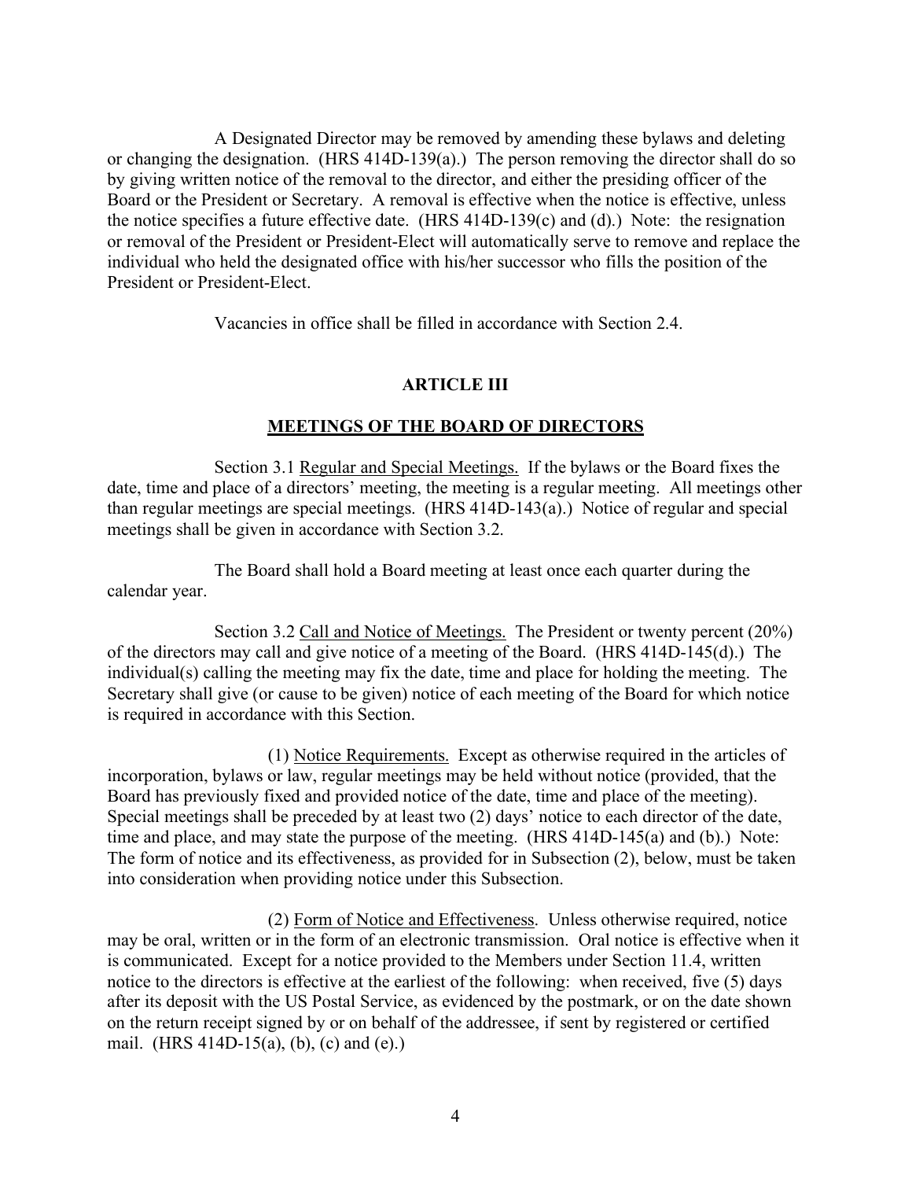A Designated Director may be removed by amending these bylaws and deleting or changing the designation. (HRS 414D-139(a).) The person removing the director shall do so by giving written notice of the removal to the director, and either the presiding officer of the Board or the President or Secretary. A removal is effective when the notice is effective, unless the notice specifies a future effective date. (HRS 414D-139(c) and (d).) Note: the resignation or removal of the President or President-Elect will automatically serve to remove and replace the individual who held the designated office with his/her successor who fills the position of the President or President-Elect.

Vacancies in office shall be filled in accordance with Section 2.4.

## ARTICLE III

## MEETINGS OF THE BOARD OF DIRECTORS

Section 3.1 Regular and Special Meetings. If the bylaws or the Board fixes the date, time and place of a directors' meeting, the meeting is a regular meeting. All meetings other than regular meetings are special meetings. (HRS 414D-143(a).) Notice of regular and special meetings shall be given in accordance with Section 3.2.

The Board shall hold a Board meeting at least once each quarter during the calendar year.

Section 3.2 Call and Notice of Meetings. The President or twenty percent (20%) of the directors may call and give notice of a meeting of the Board. (HRS 414D-145(d).) The individual(s) calling the meeting may fix the date, time and place for holding the meeting. The Secretary shall give (or cause to be given) notice of each meeting of the Board for which notice is required in accordance with this Section.

(1) Notice Requirements. Except as otherwise required in the articles of incorporation, bylaws or law, regular meetings may be held without notice (provided, that the Board has previously fixed and provided notice of the date, time and place of the meeting). Special meetings shall be preceded by at least two (2) days' notice to each director of the date, time and place, and may state the purpose of the meeting. (HRS 414D-145(a) and (b).) Note: The form of notice and its effectiveness, as provided for in Subsection (2), below, must be taken into consideration when providing notice under this Subsection.

(2) Form of Notice and Effectiveness. Unless otherwise required, notice may be oral, written or in the form of an electronic transmission. Oral notice is effective when it is communicated. Except for a notice provided to the Members under Section 11.4, written notice to the directors is effective at the earliest of the following: when received, five (5) days after its deposit with the US Postal Service, as evidenced by the postmark, or on the date shown on the return receipt signed by or on behalf of the addressee, if sent by registered or certified mail. (HRS 414D-15(a), (b), (c) and (e).)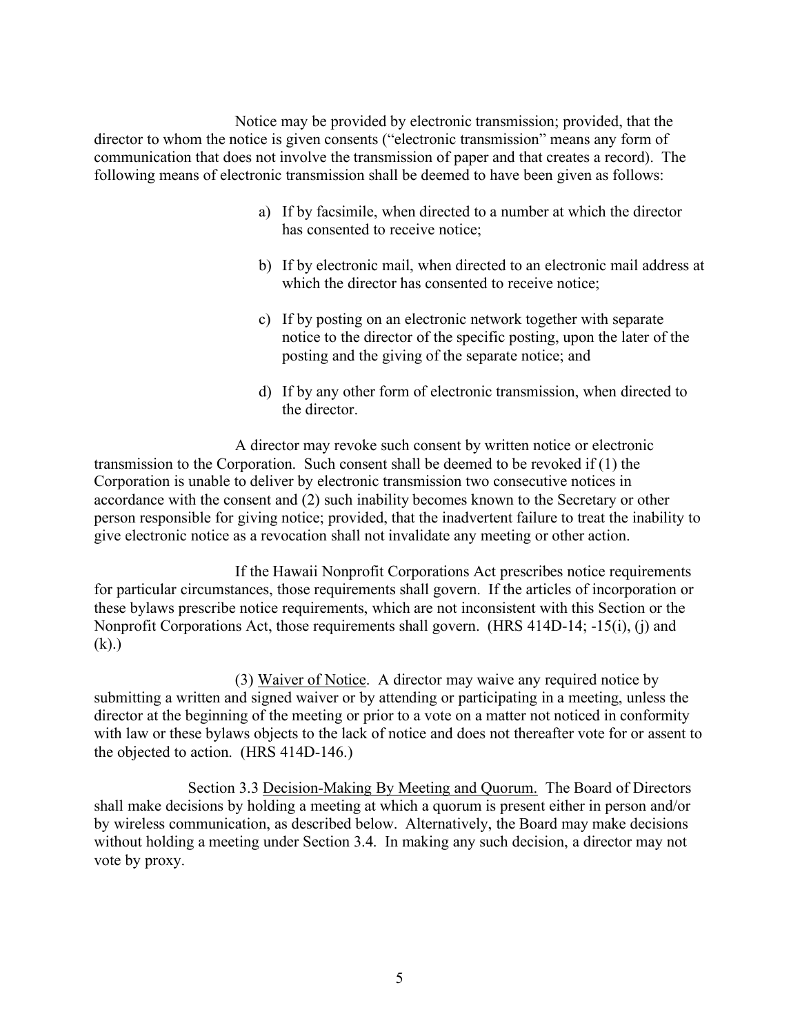Notice may be provided by electronic transmission; provided, that the director to whom the notice is given consents ("electronic transmission" means any form of communication that does not involve the transmission of paper and that creates a record). The following means of electronic transmission shall be deemed to have been given as follows:

a) If by facsimile, when directed to a number at which the director has consented to receive notice;

b) If by electronic mail, when directed to an electronic mail address at which the director has consented to receive notice;

c) If by posting on an electronic network together with separate notice to the director of the specific posting, upon the later of the posting and the giving of the separate notice; and

d) If by any other form of electronic transmission, when directed to the director.

A director may revoke such consent by written notice or electronic transmission to the Corporation. Such consent shall be deemed to be revoked if (1) the Corporation is unable to deliver by electronic transmission two consecutive notices in accordance with the consent and (2) such inability becomes known to the Secretary or other person responsible for giving notice; provided, that the inadvertent failure to treat the inability to give electronic notice as a revocation shall not invalidate any meeting or other action.

If the Hawaii Nonprofit Corporations Act prescribes notice requirements for particular circumstances, those requirements shall govern. If the articles of incorporation or these bylaws prescribe notice requirements, which are not inconsistent with this Section or the Nonprofit Corporations Act, those requirements shall govern. (HRS 414D-14; -15(i), (j) and (k).)

(3) Waiver of Notice. A director may waive any required notice by submitting a written and signed waiver or by attending or participating in a meeting, unless the director at the beginning of the meeting or prior to a vote on a matter not noticed in conformity with law or these bylaws objects to the lack of notice and does not thereafter vote for or assent to the objected to action. (HRS 414D-146.)

Section 3.3 Decision-Making By Meeting and Quorum. The Board of Directors shall make decisions by holding a meeting at which a quorum is present either in person and/or by wireless communication, as described below. Alternatively, the Board may make decisions without holding a meeting under Section 3.4. In making any such decision, a director may not vote by proxy.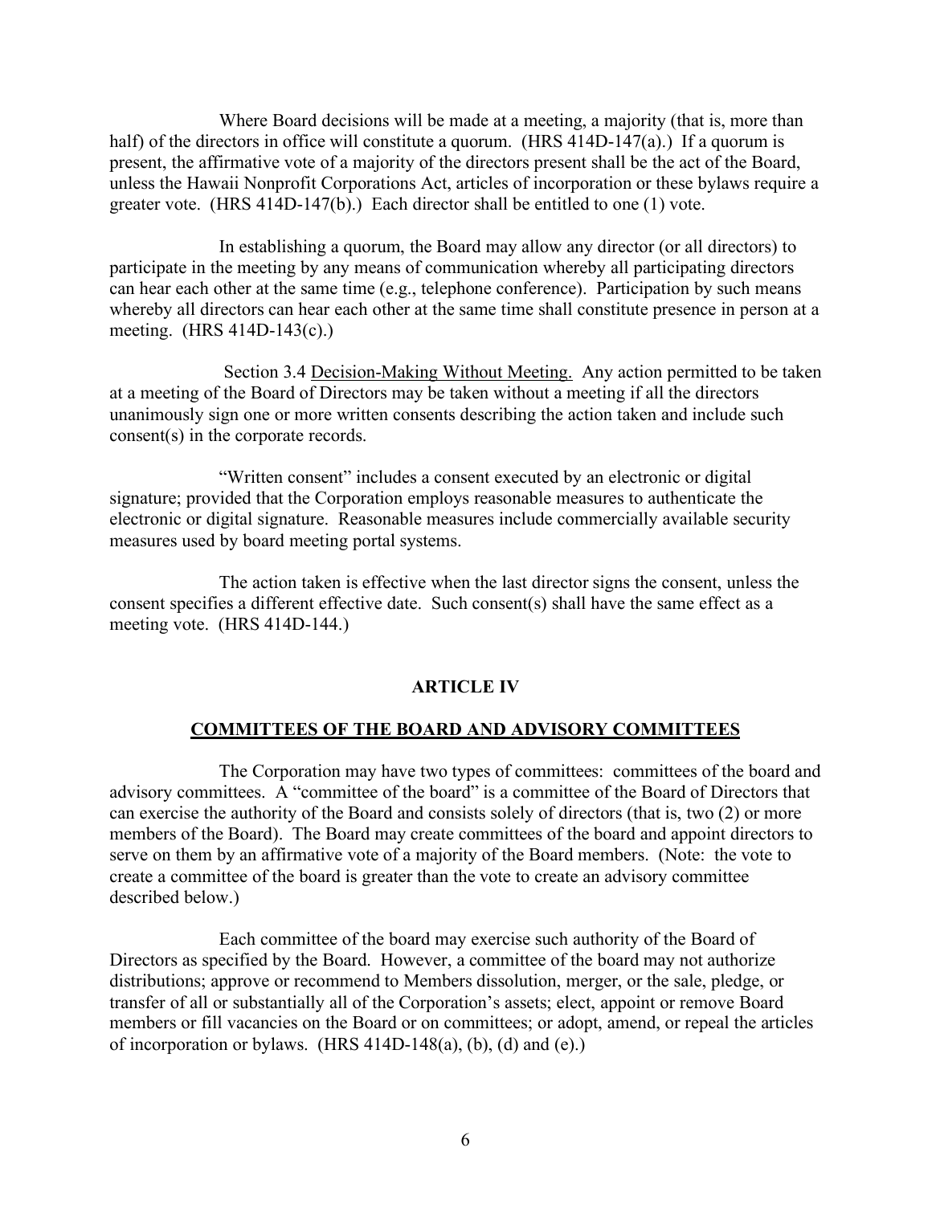Where Board decisions will be made at a meeting, a majority (that is, more than half) of the directors in office will constitute a quorum. (HRS 414D-147(a).) If a quorum is present, the affirmative vote of a majority of the directors present shall be the act of the Board, unless the Hawaii Nonprofit Corporations Act, articles of incorporation or these bylaws require a greater vote. (HRS 414D-147(b).) Each director shall be entitled to one (1) vote.

In establishing a quorum, the Board may allow any director (or all directors) to participate in the meeting by any means of communication whereby all participating directors can hear each other at the same time (e.g., telephone conference). Participation by such means whereby all directors can hear each other at the same time shall constitute presence in person at a meeting. (HRS 414D-143(c).)

Section 3.4 Decision-Making Without Meeting. Any action permitted to be taken at a meeting of the Board of Directors may be taken without a meeting if all the directors unanimously sign one or more written consents describing the action taken and include such consent(s) in the corporate records.

"Written consent" includes a consent executed by an electronic or digital signature; provided that the Corporation employs reasonable measures to authenticate the electronic or digital signature. Reasonable measures include commercially available security measures used by board meeting portal systems.

The action taken is effective when the last director signs the consent, unless the consent specifies a different effective date. Such consent(s) shall have the same effect as a meeting vote. (HRS 414D-144.)

## ARTICLE IV

## COMMITTEES OF THE BOARD AND ADVISORY COMMITTEES

The Corporation may have two types of committees: committees of the board and advisory committees. A "committee of the board" is a committee of the Board of Directors that can exercise the authority of the Board and consists solely of directors (that is, two (2) or more members of the Board). The Board may create committees of the board and appoint directors to serve on them by an affirmative vote of a majority of the Board members. (Note: the vote to create a committee of the board is greater than the vote to create an advisory committee described below.)

Each committee of the board may exercise such authority of the Board of Directors as specified by the Board. However, a committee of the board may not authorize distributions; approve or recommend to Members dissolution, merger, or the sale, pledge, or transfer of all or substantially all of the Corporation's assets; elect, appoint or remove Board members or fill vacancies on the Board or on committees; or adopt, amend, or repeal the articles of incorporation or bylaws. (HRS 414D-148(a), (b), (d) and (e).)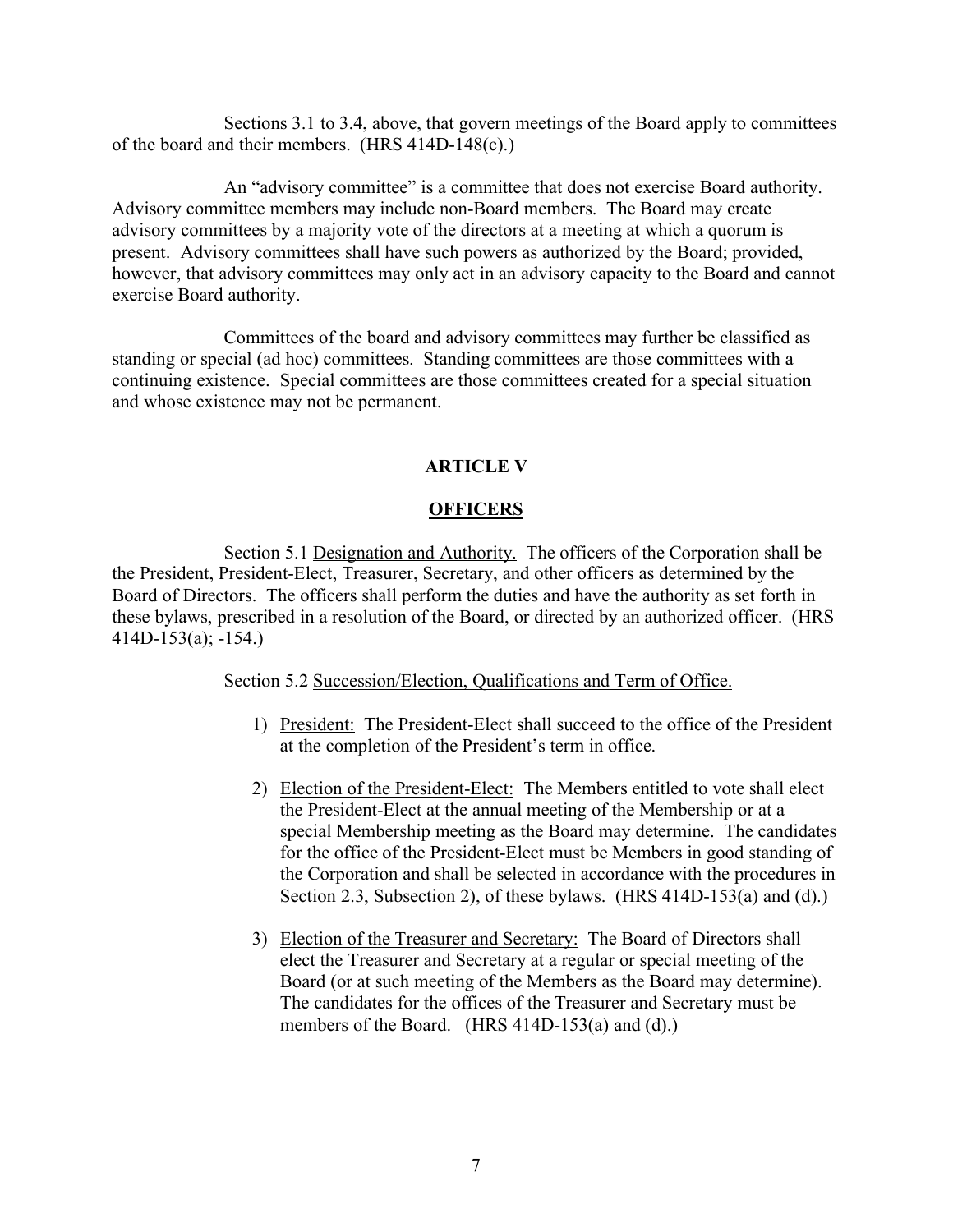Sections 3.1 to 3.4, above, that govern meetings of the Board apply to committees of the board and their members. (HRS 414D-148(c).)

An "advisory committee" is a committee that does not exercise Board authority. Advisory committee members may include non-Board members. The Board may create advisory committees by a majority vote of the directors at a meeting at which a quorum is present. Advisory committees shall have such powers as authorized by the Board; provided, however, that advisory committees may only act in an advisory capacity to the Board and cannot exercise Board authority.

Committees of the board and advisory committees may further be classified as standing or special (ad hoc) committees. Standing committees are those committees with a continuing existence. Special committees are those committees created for a special situation and whose existence may not be permanent.

## ARTICLE V

## OFFICERS

Section 5.1 Designation and Authority. The officers of the Corporation shall be the President, President-Elect, Treasurer, Secretary, and other officers as determined by the Board of Directors. The officers shall perform the duties and have the authority as set forth in these bylaws, prescribed in a resolution of the Board, or directed by an authorized officer. (HRS 414D-153(a); -154.)

Section 5.2 Succession/Election, Qualifications and Term of Office.

1) President: The President-Elect shall succeed to the office of the President at the completion of the President's term in office.

2) Election of the President-Elect: The Members entitled to vote shall elect the President-Elect at the annual meeting of the Membership or at a special Membership meeting as the Board may determine. The candidates for the office of the President-Elect must be Members in good standing of the Corporation and shall be selected in accordance with the procedures in Section 2.3, Subsection 2), of these bylaws. (HRS 414D-153(a) and (d).)

3) Election of the Treasurer and Secretary: The Board of Directors shall elect the Treasurer and Secretary at a regular or special meeting of the Board (or at such meeting of the Members as the Board may determine). The candidates for the offices of the Treasurer and Secretary must be members of the Board. (HRS 414D-153(a) and (d).)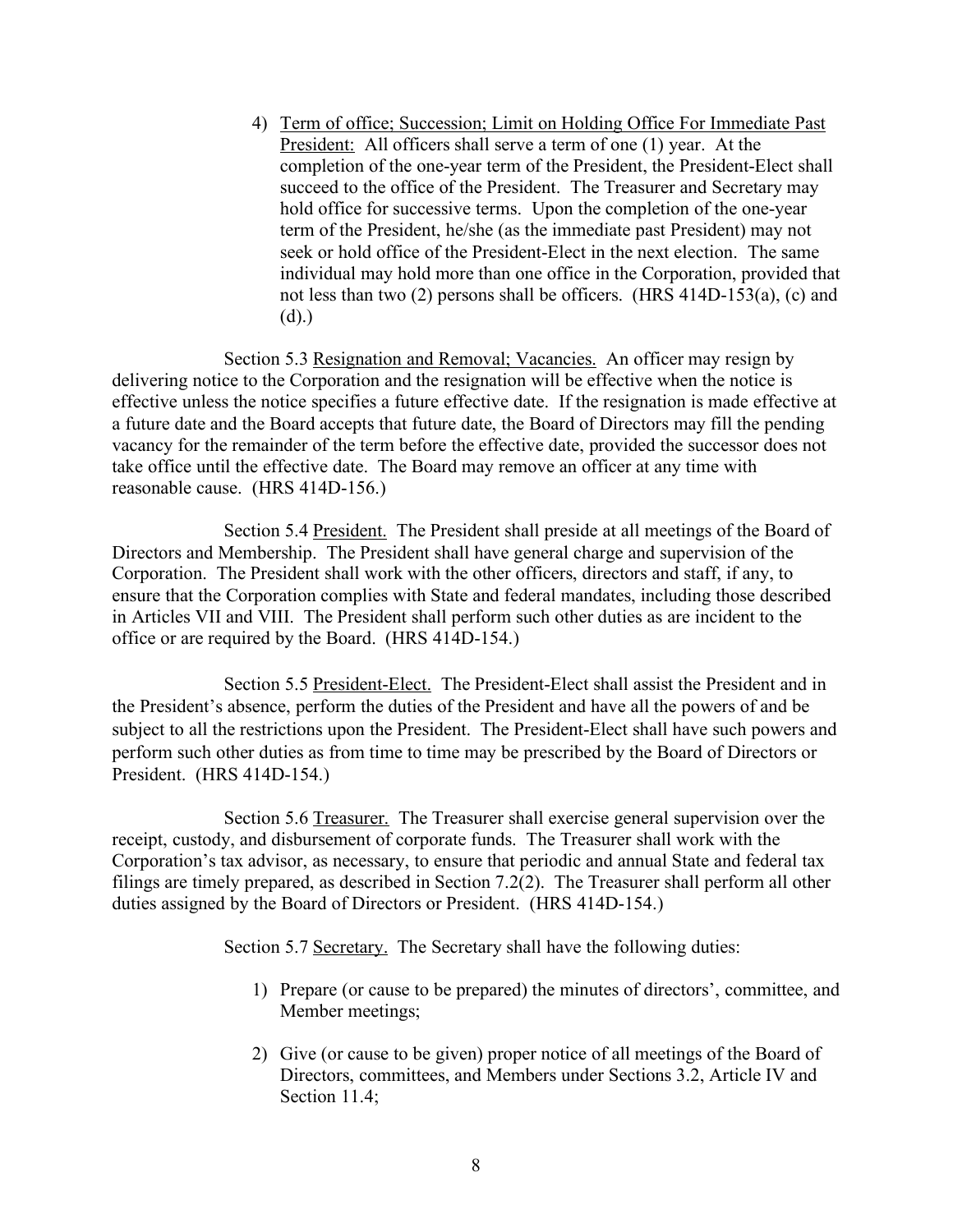4) Term of office; Succession; Limit on Holding Office For Immediate Past President: All officers shall serve a term of one (1) year. At the completion of the one-year term of the President, the President-Elect shall succeed to the office of the President. The Treasurer and Secretary may hold office for successive terms. Upon the completion of the one-year term of the President, he/she (as the immediate past President) may not seek or hold office of the President-Elect in the next election. The same individual may hold more than one office in the Corporation, provided that not less than two (2) persons shall be officers. (HRS 414D-153(a), (c) and (d).)

Section 5.3 Resignation and Removal; Vacancies. An officer may resign by delivering notice to the Corporation and the resignation will be effective when the notice is effective unless the notice specifies a future effective date. If the resignation is made effective at a future date and the Board accepts that future date, the Board of Directors may fill the pending vacancy for the remainder of the term before the effective date, provided the successor does not take office until the effective date. The Board may remove an officer at any time with reasonable cause. (HRS 414D-156.)

Section 5.4 President. The President shall preside at all meetings of the Board of Directors and Membership. The President shall have general charge and supervision of the Corporation. The President shall work with the other officers, directors and staff, if any, to ensure that the Corporation complies with State and federal mandates, including those described in Articles VII and VIII. The President shall perform such other duties as are incident to the office or are required by the Board. (HRS 414D-154.)

Section 5.5 President-Elect. The President-Elect shall assist the President and in the President's absence, perform the duties of the President and have all the powers of and be subject to all the restrictions upon the President. The President-Elect shall have such powers and perform such other duties as from time to time may be prescribed by the Board of Directors or President. (HRS 414D-154.)

Section 5.6 Treasurer. The Treasurer shall exercise general supervision over the receipt, custody, and disbursement of corporate funds. The Treasurer shall work with the Corporation's tax advisor, as necessary, to ensure that periodic and annual State and federal tax filings are timely prepared, as described in Section 7.2(2). The Treasurer shall perform all other duties assigned by the Board of Directors or President. (HRS 414D-154.)

Section 5.7 Secretary. The Secretary shall have the following duties:

1) Prepare (or cause to be prepared) the minutes of directors', committee, and Member meetings;

2) Give (or cause to be given) proper notice of all meetings of the Board of Directors, committees, and Members under Sections 3.2, Article IV and Section 11.4;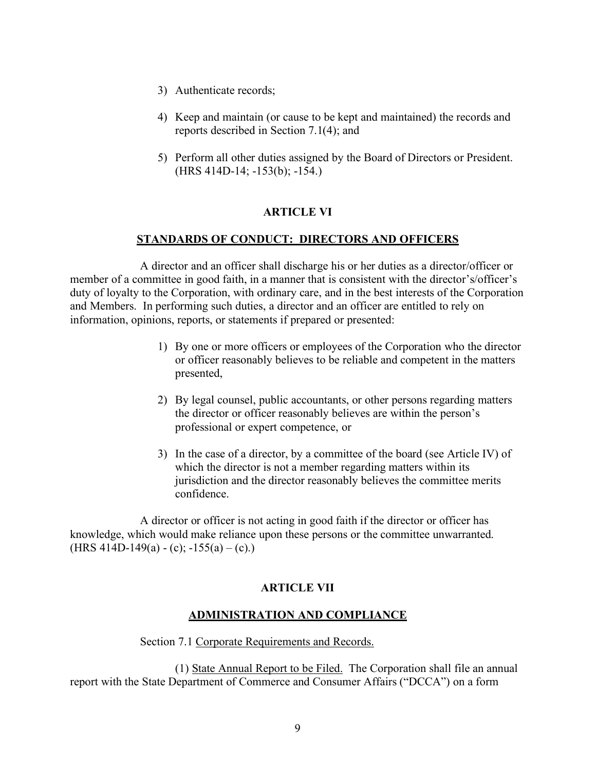3) Authenticate records;

4) Keep and maintain (or cause to be kept and maintained) the records and reports described in Section 7.1(4); and

5) Perform all other duties assigned by the Board of Directors or President. (HRS 414D-14; -153(b); -154.)

## ARTICLE VI

## STANDARDS OF CONDUCT: DIRECTORS AND OFFICERS

A director and an officer shall discharge his or her duties as a director/officer or member of a committee in good faith, in a manner that is consistent with the director's/officer's duty of loyalty to the Corporation, with ordinary care, and in the best interests of the Corporation and Members. In performing such duties, a director and an officer are entitled to rely on information, opinions, reports, or statements if prepared or presented:

1) By one or more officers or employees of the Corporation who the director or officer reasonably believes to be reliable and competent in the matters presented,

2) By legal counsel, public accountants, or other persons regarding matters the director or officer reasonably believes are within the person's professional or expert competence, or

3) In the case of a director, by a committee of the board (see Article IV) of which the director is not a member regarding matters within its jurisdiction and the director reasonably believes the committee merits confidence.

A director or officer is not acting in good faith if the director or officer has knowledge, which would make reliance upon these persons or the committee unwarranted. (HRS 414D-149(a) - (c); -155(a) – (c).)

## ARTICLE VII

## ADMINISTRATION AND COMPLIANCE

Section 7.1 Corporate Requirements and Records.

(1) State Annual Report to be Filed. The Corporation shall file an annual report with the State Department of Commerce and Consumer Affairs ("DCCA") on a form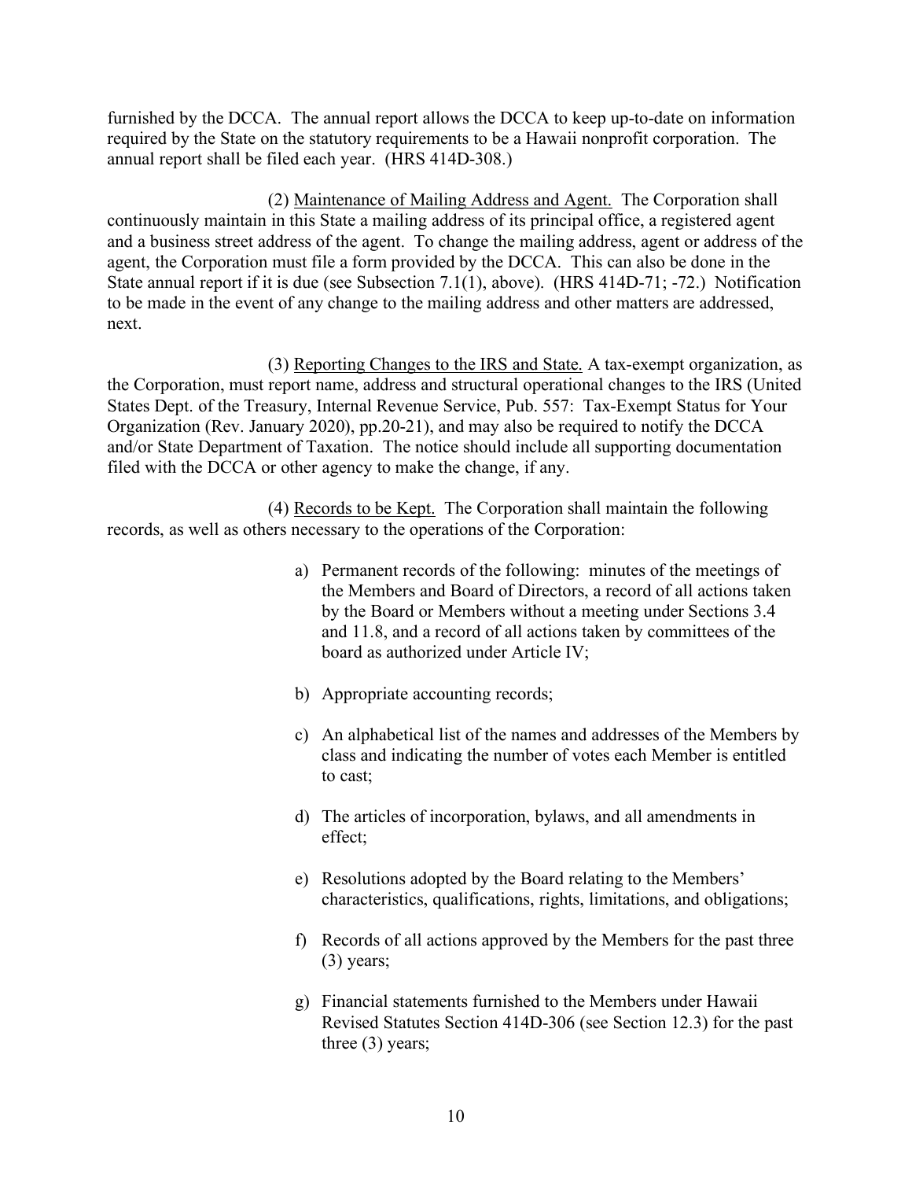furnished by the DCCA. The annual report allows the DCCA to keep up-to-date on information required by the State on the statutory requirements to be a Hawaii nonprofit corporation. The annual report shall be filed each year. (HRS 414D-308.)

(2) Maintenance of Mailing Address and Agent. The Corporation shall continuously maintain in this State a mailing address of its principal office, a registered agent and a business street address of the agent. To change the mailing address, agent or address of the agent, the Corporation must file a form provided by the DCCA. This can also be done in the State annual report if it is due (see Subsection 7.1(1), above). (HRS 414D-71; -72.) Notification to be made in the event of any change to the mailing address and other matters are addressed, next.

(3) Reporting Changes to the IRS and State. A tax-exempt organization, as the Corporation, must report name, address and structural operational changes to the IRS (United States Dept. of the Treasury, Internal Revenue Service, Pub. 557: Tax-Exempt Status for Your Organization (Rev. January 2020), pp.20-21), and may also be required to notify the DCCA and/or State Department of Taxation. The notice should include all supporting documentation filed with the DCCA or other agency to make the change, if any.

(4) Records to be Kept. The Corporation shall maintain the following records, as well as others necessary to the operations of the Corporation:

a) Permanent records of the following: minutes of the meetings of the Members and Board of Directors, a record of all actions taken by the Board or Members without a meeting under Sections 3.4 and 11.8, and a record of all actions taken by committees of the board as authorized under Article IV;

b) Appropriate accounting records;

c) An alphabetical list of the names and addresses of the Members by class and indicating the number of votes each Member is entitled to cast;

d) The articles of incorporation, bylaws, and all amendments in effect;

e) Resolutions adopted by the Board relating to the Members' characteristics, qualifications, rights, limitations, and obligations;

f) Records of all actions approved by the Members for the past three (3) years;

g) Financial statements furnished to the Members under Hawaii Revised Statutes Section 414D-306 (see Section 12.3) for the past three (3) years;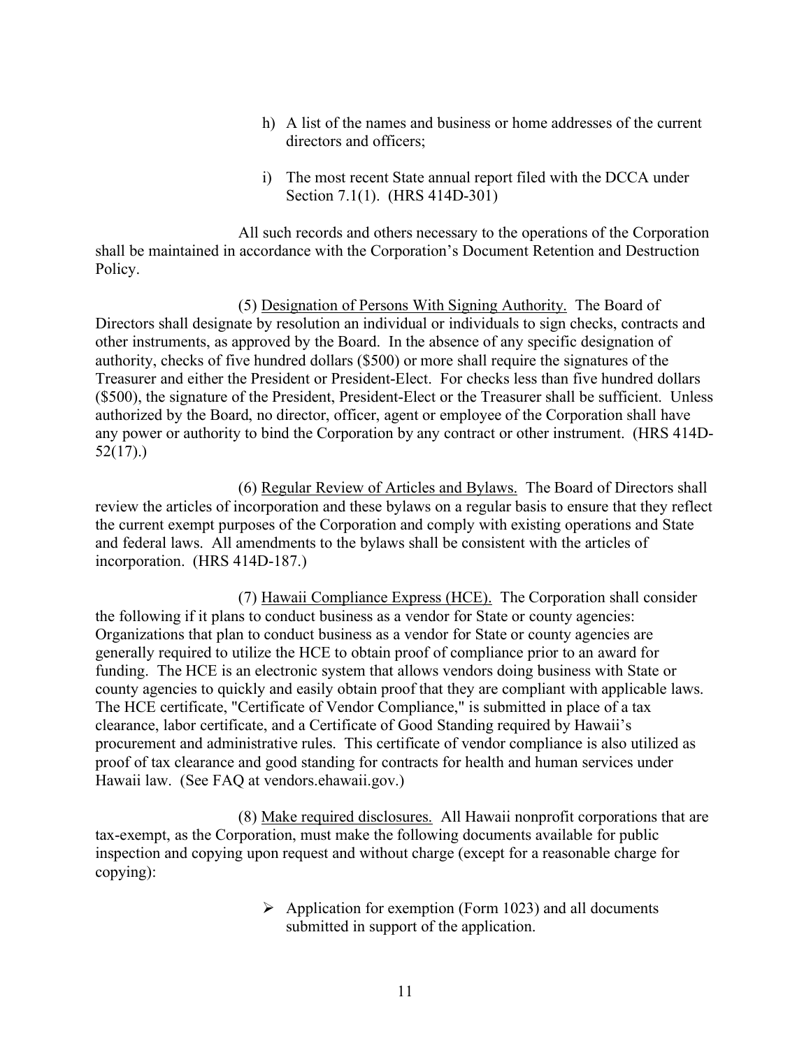h) A list of the names and business or home addresses of the current directors and officers;

i) The most recent State annual report filed with the DCCA under Section 7.1(1). (HRS 414D-301)

All such records and others necessary to the operations of the Corporation shall be maintained in accordance with the Corporation's Document Retention and Destruction Policy.

(5) Designation of Persons With Signing Authority. The Board of Directors shall designate by resolution an individual or individuals to sign checks, contracts and other instruments, as approved by the Board. In the absence of any specific designation of authority, checks of five hundred dollars ($500) or more shall require the signatures of the Treasurer and either the President or President-Elect. For checks less than five hundred dollars ($500), the signature of the President, President-Elect or the Treasurer shall be sufficient. Unless authorized by the Board, no director, officer, agent or employee of the Corporation shall have any power or authority to bind the Corporation by any contract or other instrument. (HRS 414D-52(17).)

(6) Regular Review of Articles and Bylaws. The Board of Directors shall review the articles of incorporation and these bylaws on a regular basis to ensure that they reflect the current exempt purposes of the Corporation and comply with existing operations and State and federal laws. All amendments to the bylaws shall be consistent with the articles of incorporation. (HRS 414D-187.)

(7) Hawaii Compliance Express (HCE). The Corporation shall consider the following if it plans to conduct business as a vendor for State or county agencies: Organizations that plan to conduct business as a vendor for State or county agencies are generally required to utilize the HCE to obtain proof of compliance prior to an award for funding. The HCE is an electronic system that allows vendors doing business with State or county agencies to quickly and easily obtain proof that they are compliant with applicable laws. The HCE certificate, "Certificate of Vendor Compliance," is submitted in place of a tax clearance, labor certificate, and a Certificate of Good Standing required by Hawaii's procurement and administrative rules. This certificate of vendor compliance is also utilized as proof of tax clearance and good standing for contracts for health and human services under Hawaii law. (See FAQ at vendors.ehawaii.gov.)

(8) Make required disclosures. All Hawaii nonprofit corporations that are tax-exempt, as the Corporation, must make the following documents available for public inspection and copying upon request and without charge (except for a reasonable charge for copying):

- Application for exemption (Form 1023) and all documents submitted in support of the application.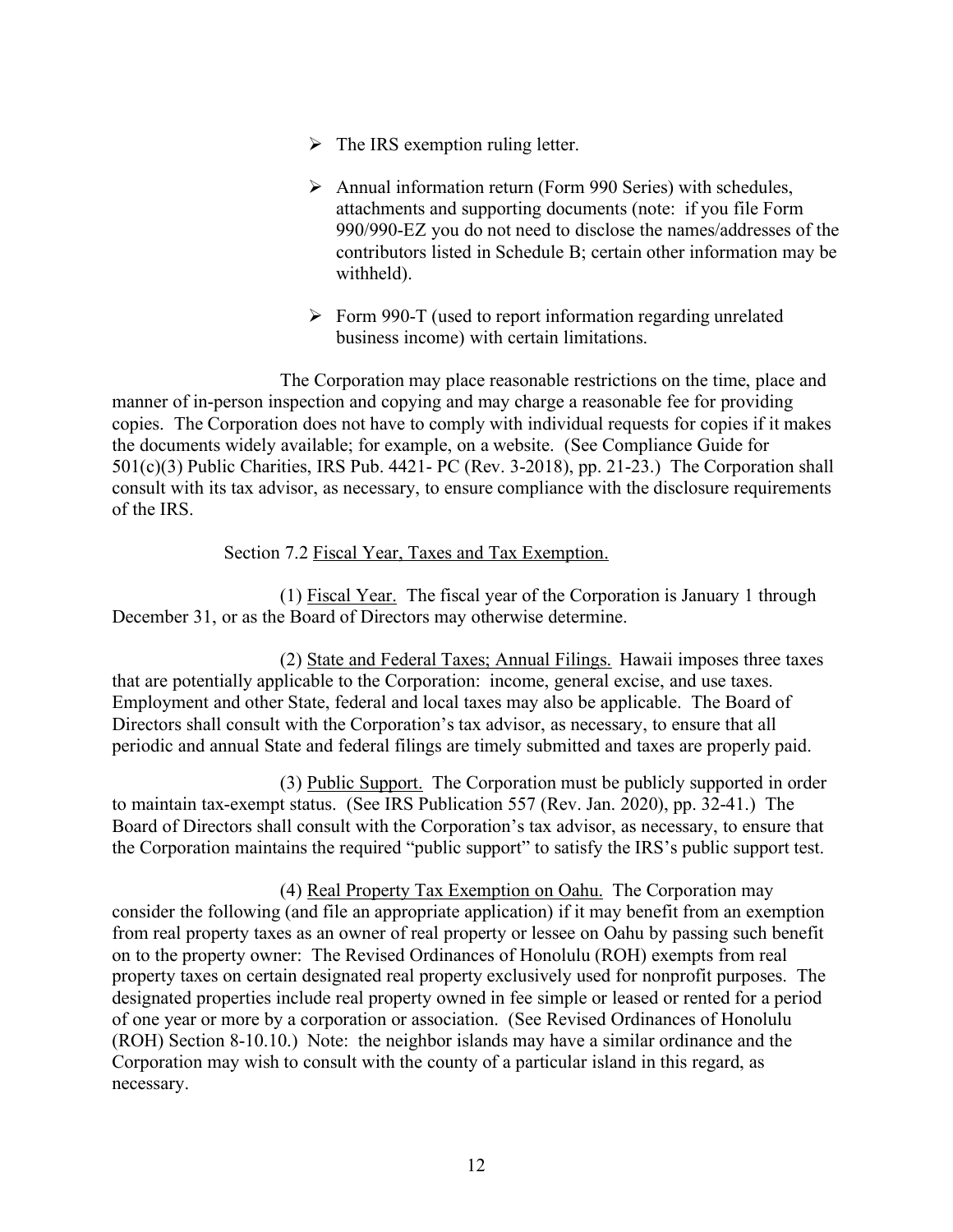- The IRS exemption ruling letter.

- Annual information return (Form 990 Series) with schedules, attachments and supporting documents (note: if you file Form 990/990-EZ you do not need to disclose the names/addresses of the contributors listed in Schedule B; certain other information may be withheld).

- Form 990-T (used to report information regarding unrelated business income) with certain limitations.

The Corporation may place reasonable restrictions on the time, place and manner of in-person inspection and copying and may charge a reasonable fee for providing copies. The Corporation does not have to comply with individual requests for copies if it makes the documents widely available; for example, on a website. (See Compliance Guide for 501(c)(3) Public Charities, IRS Pub. 4421- PC (Rev. 3-2018), pp. 21-23.) The Corporation shall consult with its tax advisor, as necessary, to ensure compliance with the disclosure requirements of the IRS.

Section 7.2 Fiscal Year, Taxes and Tax Exemption.

(1) Fiscal Year. The fiscal year of the Corporation is January 1 through December 31, or as the Board of Directors may otherwise determine.

(2) State and Federal Taxes; Annual Filings. Hawaii imposes three taxes that are potentially applicable to the Corporation: income, general excise, and use taxes. Employment and other State, federal and local taxes may also be applicable. The Board of Directors shall consult with the Corporation's tax advisor, as necessary, to ensure that all periodic and annual State and federal filings are timely submitted and taxes are properly paid.

(3) Public Support. The Corporation must be publicly supported in order to maintain tax-exempt status. (See IRS Publication 557 (Rev. Jan. 2020), pp. 32-41.) The Board of Directors shall consult with the Corporation's tax advisor, as necessary, to ensure that the Corporation maintains the required "public support" to satisfy the IRS's public support test.

(4) Real Property Tax Exemption on Oahu. The Corporation may consider the following (and file an appropriate application) if it may benefit from an exemption from real property taxes as an owner of real property or lessee on Oahu by passing such benefit on to the property owner: The Revised Ordinances of Honolulu (ROH) exempts from real property taxes on certain designated real property exclusively used for nonprofit purposes. The designated properties include real property owned in fee simple or leased or rented for a period of one year or more by a corporation or association. (See Revised Ordinances of Honolulu (ROH) Section 8-10.10.) Note: the neighbor islands may have a similar ordinance and the Corporation may wish to consult with the county of a particular island in this regard, as necessary.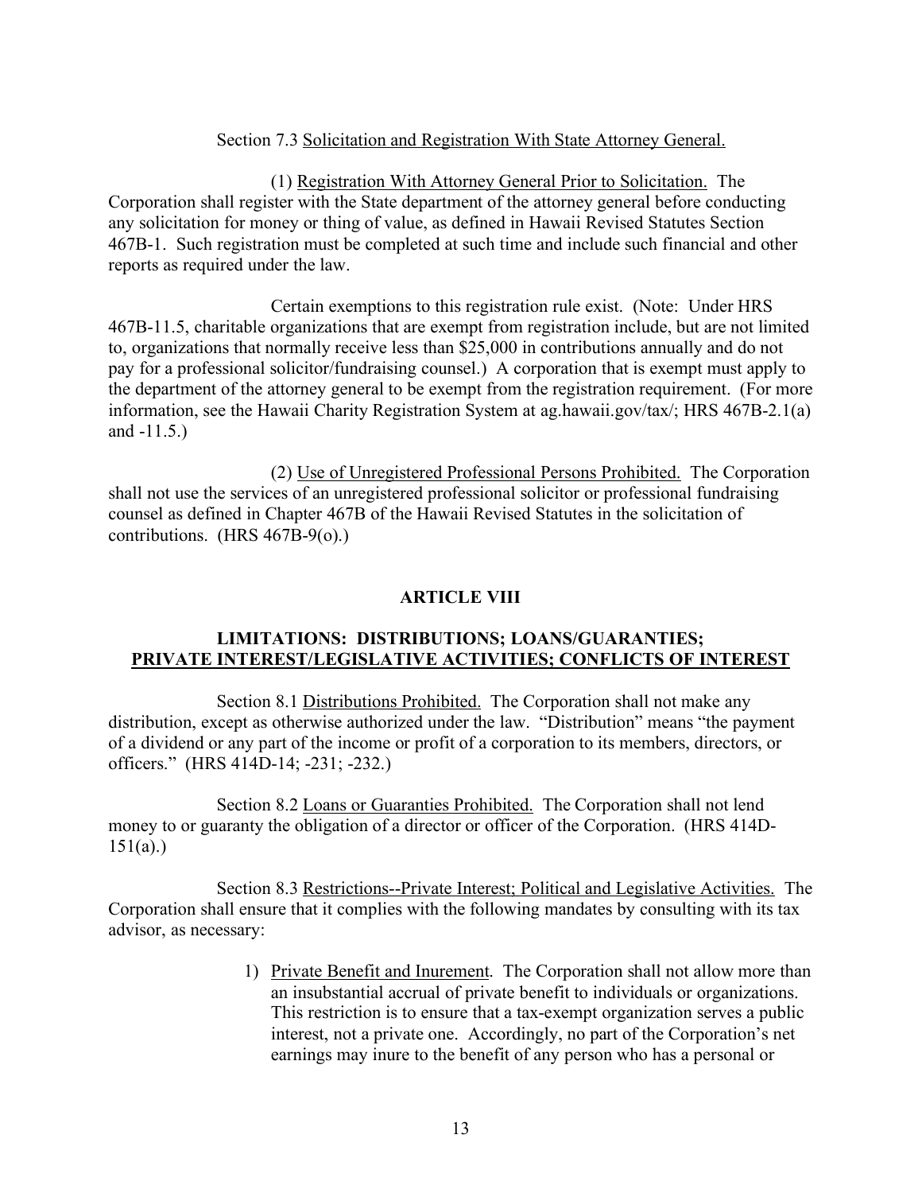Section 7.3 Solicitation and Registration With State Attorney General.

(1) Registration With Attorney General Prior to Solicitation. The Corporation shall register with the State department of the attorney general before conducting any solicitation for money or thing of value, as defined in Hawaii Revised Statutes Section 467B-1. Such registration must be completed at such time and include such financial and other reports as required under the law.

Certain exemptions to this registration rule exist. (Note: Under HRS 467B-11.5, charitable organizations that are exempt from registration include, but are not limited to, organizations that normally receive less than $25,000 in contributions annually and do not pay for a professional solicitor/fundraising counsel.) A corporation that is exempt must apply to the department of the attorney general to be exempt from the registration requirement. (For more information, see the Hawaii Charity Registration System at ag.hawaii.gov/tax/; HRS 467B-2.1(a) and -11.5.)

(2) Use of Unregistered Professional Persons Prohibited. The Corporation shall not use the services of an unregistered professional solicitor or professional fundraising counsel as defined in Chapter 467B of the Hawaii Revised Statutes in the solicitation of contributions. (HRS 467B-9(o).)

## ARTICLE VIII

## LIMITATIONS: DISTRIBUTIONS; LOANS/GUARANTIES; PRIVATE INTEREST/LEGISLATIVE ACTIVITIES; CONFLICTS OF INTEREST

Section 8.1 Distributions Prohibited. The Corporation shall not make any distribution, except as otherwise authorized under the law. "Distribution" means "the payment of a dividend or any part of the income or profit of a corporation to its members, directors, or officers." (HRS 414D-14; -231; -232.)

Section 8.2 Loans or Guaranties Prohibited. The Corporation shall not lend money to or guaranty the obligation of a director or officer of the Corporation. (HRS 414D-151(a).)

Section 8.3 Restrictions--Private Interest; Political and Legislative Activities. The Corporation shall ensure that it complies with the following mandates by consulting with its tax advisor, as necessary:

1) Private Benefit and Inurement. The Corporation shall not allow more than an insubstantial accrual of private benefit to individuals or organizations. This restriction is to ensure that a tax-exempt organization serves a public interest, not a private one. Accordingly, no part of the Corporation's net earnings may inure to the benefit of any person who has a personal or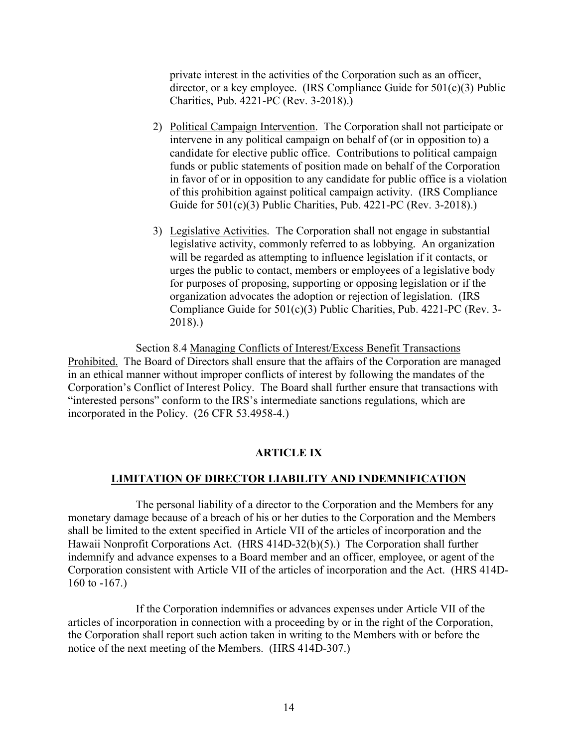private interest in the activities of the Corporation such as an officer, director, or a key employee. (IRS Compliance Guide for 501(c)(3) Public Charities, Pub. 4221-PC (Rev. 3-2018).)

2) Political Campaign Intervention. The Corporation shall not participate or intervene in any political campaign on behalf of (or in opposition to) a candidate for elective public office. Contributions to political campaign funds or public statements of position made on behalf of the Corporation in favor of or in opposition to any candidate for public office is a violation of this prohibition against political campaign activity. (IRS Compliance Guide for 501(c)(3) Public Charities, Pub. 4221-PC (Rev. 3-2018).)

3) Legislative Activities. The Corporation shall not engage in substantial legislative activity, commonly referred to as lobbying. An organization will be regarded as attempting to influence legislation if it contacts, or urges the public to contact, members or employees of a legislative body for purposes of proposing, supporting or opposing legislation or if the organization advocates the adoption or rejection of legislation. (IRS Compliance Guide for 501(c)(3) Public Charities, Pub. 4221-PC (Rev. 3-2018).)

Section 8.4 Managing Conflicts of Interest/Excess Benefit Transactions Prohibited. The Board of Directors shall ensure that the affairs of the Corporation are managed in an ethical manner without improper conflicts of interest by following the mandates of the Corporation's Conflict of Interest Policy. The Board shall further ensure that transactions with "interested persons" conform to the IRS's intermediate sanctions regulations, which are incorporated in the Policy. (26 CFR 53.4958-4.)

## ARTICLE IX

## LIMITATION OF DIRECTOR LIABILITY AND INDEMNIFICATION

The personal liability of a director to the Corporation and the Members for any monetary damage because of a breach of his or her duties to the Corporation and the Members shall be limited to the extent specified in Article VII of the articles of incorporation and the Hawaii Nonprofit Corporations Act. (HRS 414D-32(b)(5).) The Corporation shall further indemnify and advance expenses to a Board member and an officer, employee, or agent of the Corporation consistent with Article VII of the articles of incorporation and the Act. (HRS 414D-160 to -167.)

If the Corporation indemnifies or advances expenses under Article VII of the articles of incorporation in connection with a proceeding by or in the right of the Corporation, the Corporation shall report such action taken in writing to the Members with or before the notice of the next meeting of the Members. (HRS 414D-307.)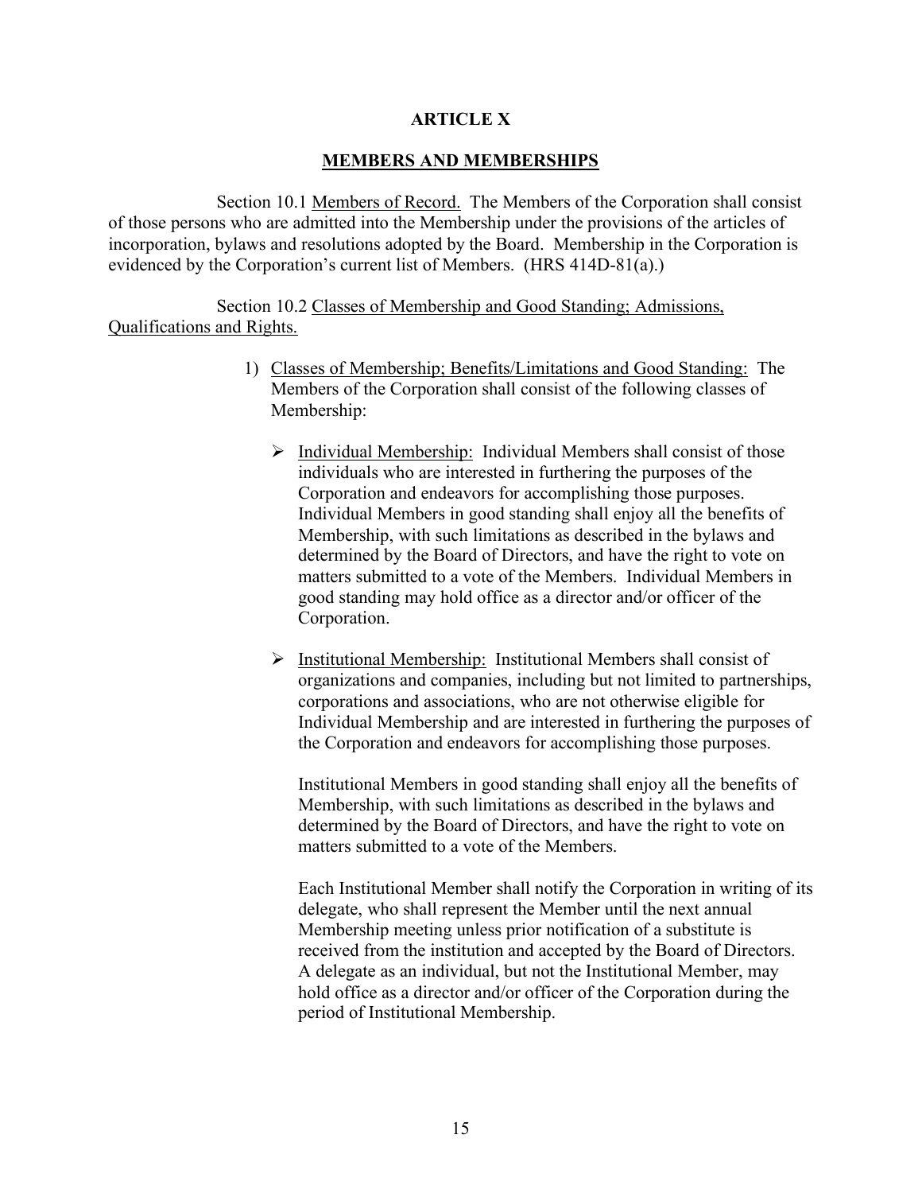# ARTICLE X

## MEMBERS AND MEMBERSHIPS

Section 10.1 Members of Record. The Members of the Corporation shall consist of those persons who are admitted into the Membership under the provisions of the articles of incorporation, bylaws and resolutions adopted by the Board. Membership in the Corporation is evidenced by the Corporation's current list of Members. (HRS 414D-81(a).)

Section 10.2 Classes of Membership and Good Standing; Admissions, Qualifications and Rights.

1) Classes of Membership; Benefits/Limitations and Good Standing: The Members of the Corporation shall consist of the following classes of Membership:

   - Individual Membership: Individual Members shall consist of those individuals who are interested in furthering the purposes of the Corporation and endeavors for accomplishing those purposes. Individual Members in good standing shall enjoy all the benefits of Membership, with such limitations as described in the bylaws and determined by the Board of Directors, and have the right to vote on matters submitted to a vote of the Members. Individual Members in good standing may hold office as a director and/or officer of the Corporation.

   - Institutional Membership: Institutional Members shall consist of organizations and companies, including but not limited to partnerships, corporations and associations, who are not otherwise eligible for Individual Membership and are interested in furthering the purposes of the Corporation and endeavors for accomplishing those purposes.

     Institutional Members in good standing shall enjoy all the benefits of Membership, with such limitations as described in the bylaws and determined by the Board of Directors, and have the right to vote on matters submitted to a vote of the Members.

     Each Institutional Member shall notify the Corporation in writing of its delegate, who shall represent the Member until the next annual Membership meeting unless prior notification of a substitute is received from the institution and accepted by the Board of Directors. A delegate as an individual, but not the Institutional Member, may hold office as a director and/or officer of the Corporation during the period of Institutional Membership.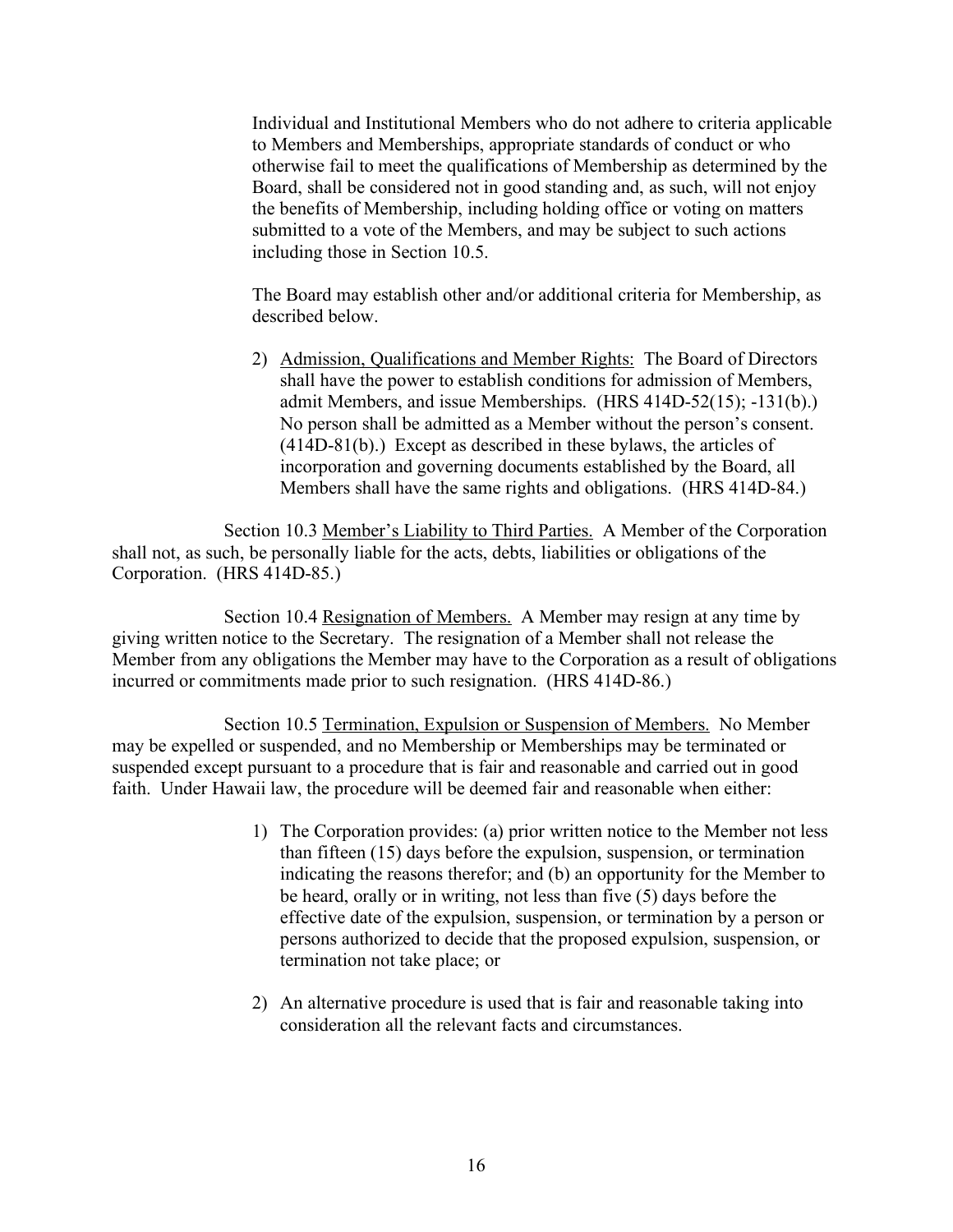Individual and Institutional Members who do not adhere to criteria applicable to Members and Memberships, appropriate standards of conduct or who otherwise fail to meet the qualifications of Membership as determined by the Board, shall be considered not in good standing and, as such, will not enjoy the benefits of Membership, including holding office or voting on matters submitted to a vote of the Members, and may be subject to such actions including those in Section 10.5.

The Board may establish other and/or additional criteria for Membership, as described below.

2) Admission, Qualifications and Member Rights: The Board of Directors shall have the power to establish conditions for admission of Members, admit Members, and issue Memberships. (HRS 414D-52(15); -131(b).) No person shall be admitted as a Member without the person's consent. (414D-81(b).) Except as described in these bylaws, the articles of incorporation and governing documents established by the Board, all Members shall have the same rights and obligations. (HRS 414D-84.)

Section 10.3 Member's Liability to Third Parties. A Member of the Corporation shall not, as such, be personally liable for the acts, debts, liabilities or obligations of the Corporation. (HRS 414D-85.)

Section 10.4 Resignation of Members. A Member may resign at any time by giving written notice to the Secretary. The resignation of a Member shall not release the Member from any obligations the Member may have to the Corporation as a result of obligations incurred or commitments made prior to such resignation. (HRS 414D-86.)

Section 10.5 Termination, Expulsion or Suspension of Members. No Member may be expelled or suspended, and no Membership or Memberships may be terminated or suspended except pursuant to a procedure that is fair and reasonable and carried out in good faith. Under Hawaii law, the procedure will be deemed fair and reasonable when either:

1) The Corporation provides: (a) prior written notice to the Member not less than fifteen (15) days before the expulsion, suspension, or termination indicating the reasons therefor; and (b) an opportunity for the Member to be heard, orally or in writing, not less than five (5) days before the effective date of the expulsion, suspension, or termination by a person or persons authorized to decide that the proposed expulsion, suspension, or termination not take place; or

2) An alternative procedure is used that is fair and reasonable taking into consideration all the relevant facts and circumstances.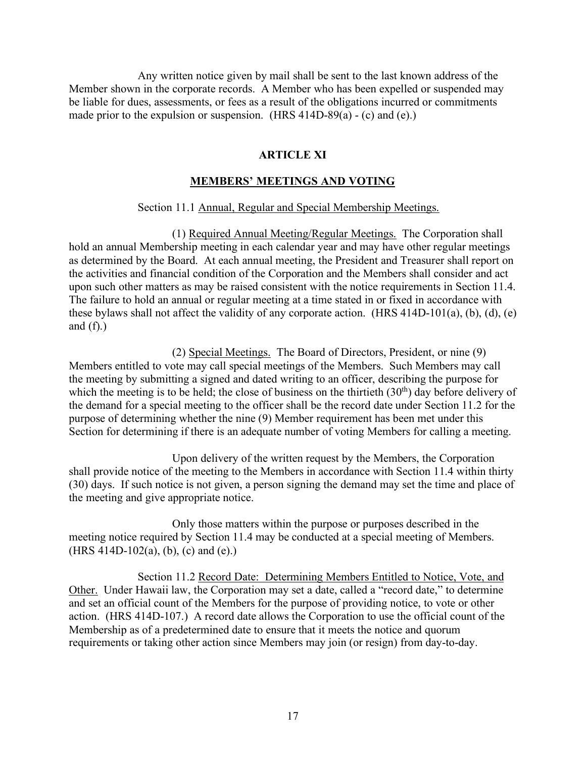Any written notice given by mail shall be sent to the last known address of the Member shown in the corporate records. A Member who has been expelled or suspended may be liable for dues, assessments, or fees as a result of the obligations incurred or commitments made prior to the expulsion or suspension. (HRS 414D-89(a) - (c) and (e).)

## ARTICLE XI

## MEMBERS' MEETINGS AND VOTING

Section 11.1 Annual, Regular and Special Membership Meetings.

(1) Required Annual Meeting/Regular Meetings. The Corporation shall hold an annual Membership meeting in each calendar year and may have other regular meetings as determined by the Board. At each annual meeting, the President and Treasurer shall report on the activities and financial condition of the Corporation and the Members shall consider and act upon such other matters as may be raised consistent with the notice requirements in Section 11.4. The failure to hold an annual or regular meeting at a time stated in or fixed in accordance with these bylaws shall not affect the validity of any corporate action. (HRS 414D-101(a), (b), (d), (e) and (f).)

(2) Special Meetings. The Board of Directors, President, or nine (9) Members entitled to vote may call special meetings of the Members. Such Members may call the meeting by submitting a signed and dated writing to an officer, describing the purpose for which the meeting is to be held; the close of business on the thirtieth (30th) day before delivery of the demand for a special meeting to the officer shall be the record date under Section 11.2 for the purpose of determining whether the nine (9) Member requirement has been met under this Section for determining if there is an adequate number of voting Members for calling a meeting.

Upon delivery of the written request by the Members, the Corporation shall provide notice of the meeting to the Members in accordance with Section 11.4 within thirty (30) days. If such notice is not given, a person signing the demand may set the time and place of the meeting and give appropriate notice.

Only those matters within the purpose or purposes described in the meeting notice required by Section 11.4 may be conducted at a special meeting of Members. (HRS 414D-102(a), (b), (c) and (e).)

Section 11.2 Record Date: Determining Members Entitled to Notice, Vote, and Other. Under Hawaii law, the Corporation may set a date, called a "record date," to determine and set an official count of the Members for the purpose of providing notice, to vote or other action. (HRS 414D-107.) A record date allows the Corporation to use the official count of the Membership as of a predetermined date to ensure that it meets the notice and quorum requirements or taking other action since Members may join (or resign) from day-to-day.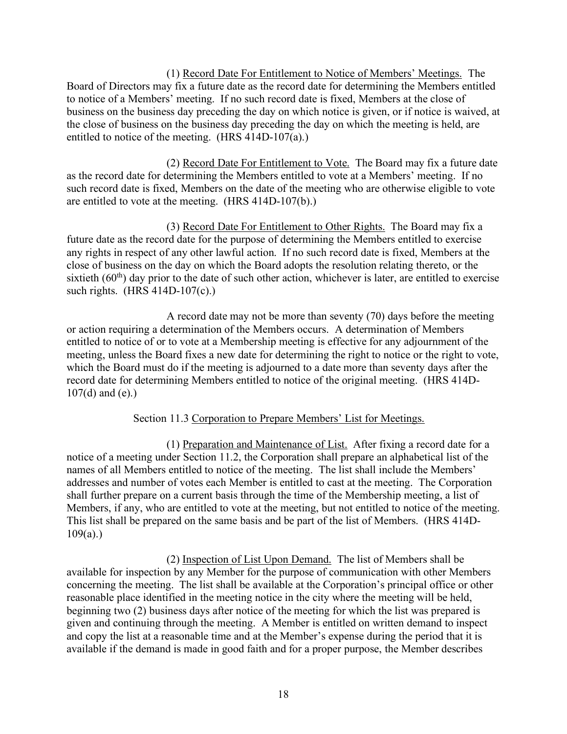(1) Record Date For Entitlement to Notice of Members' Meetings. The Board of Directors may fix a future date as the record date for determining the Members entitled to notice of a Members' meeting. If no such record date is fixed, Members at the close of business on the business day preceding the day on which notice is given, or if notice is waived, at the close of business on the business day preceding the day on which the meeting is held, are entitled to notice of the meeting. (HRS 414D-107(a).)

(2) Record Date For Entitlement to Vote. The Board may fix a future date as the record date for determining the Members entitled to vote at a Members' meeting. If no such record date is fixed, Members on the date of the meeting who are otherwise eligible to vote are entitled to vote at the meeting. (HRS 414D-107(b).)

(3) Record Date For Entitlement to Other Rights. The Board may fix a future date as the record date for the purpose of determining the Members entitled to exercise any rights in respect of any other lawful action. If no such record date is fixed, Members at the close of business on the day on which the Board adopts the resolution relating thereto, or the sixtieth (60th) day prior to the date of such other action, whichever is later, are entitled to exercise such rights. (HRS 414D-107(c).)

A record date may not be more than seventy (70) days before the meeting or action requiring a determination of the Members occurs. A determination of Members entitled to notice of or to vote at a Membership meeting is effective for any adjournment of the meeting, unless the Board fixes a new date for determining the right to notice or the right to vote, which the Board must do if the meeting is adjourned to a date more than seventy days after the record date for determining Members entitled to notice of the original meeting. (HRS 414D-107(d) and (e).)

Section 11.3 Corporation to Prepare Members' List for Meetings.

(1) Preparation and Maintenance of List. After fixing a record date for a notice of a meeting under Section 11.2, the Corporation shall prepare an alphabetical list of the names of all Members entitled to notice of the meeting. The list shall include the Members' addresses and number of votes each Member is entitled to cast at the meeting. The Corporation shall further prepare on a current basis through the time of the Membership meeting, a list of Members, if any, who are entitled to vote at the meeting, but not entitled to notice of the meeting. This list shall be prepared on the same basis and be part of the list of Members. (HRS 414D-109(a).)

(2) Inspection of List Upon Demand. The list of Members shall be available for inspection by any Member for the purpose of communication with other Members concerning the meeting. The list shall be available at the Corporation's principal office or other reasonable place identified in the meeting notice in the city where the meeting will be held, beginning two (2) business days after notice of the meeting for which the list was prepared is given and continuing through the meeting. A Member is entitled on written demand to inspect and copy the list at a reasonable time and at the Member's expense during the period that it is available if the demand is made in good faith and for a proper purpose, the Member describes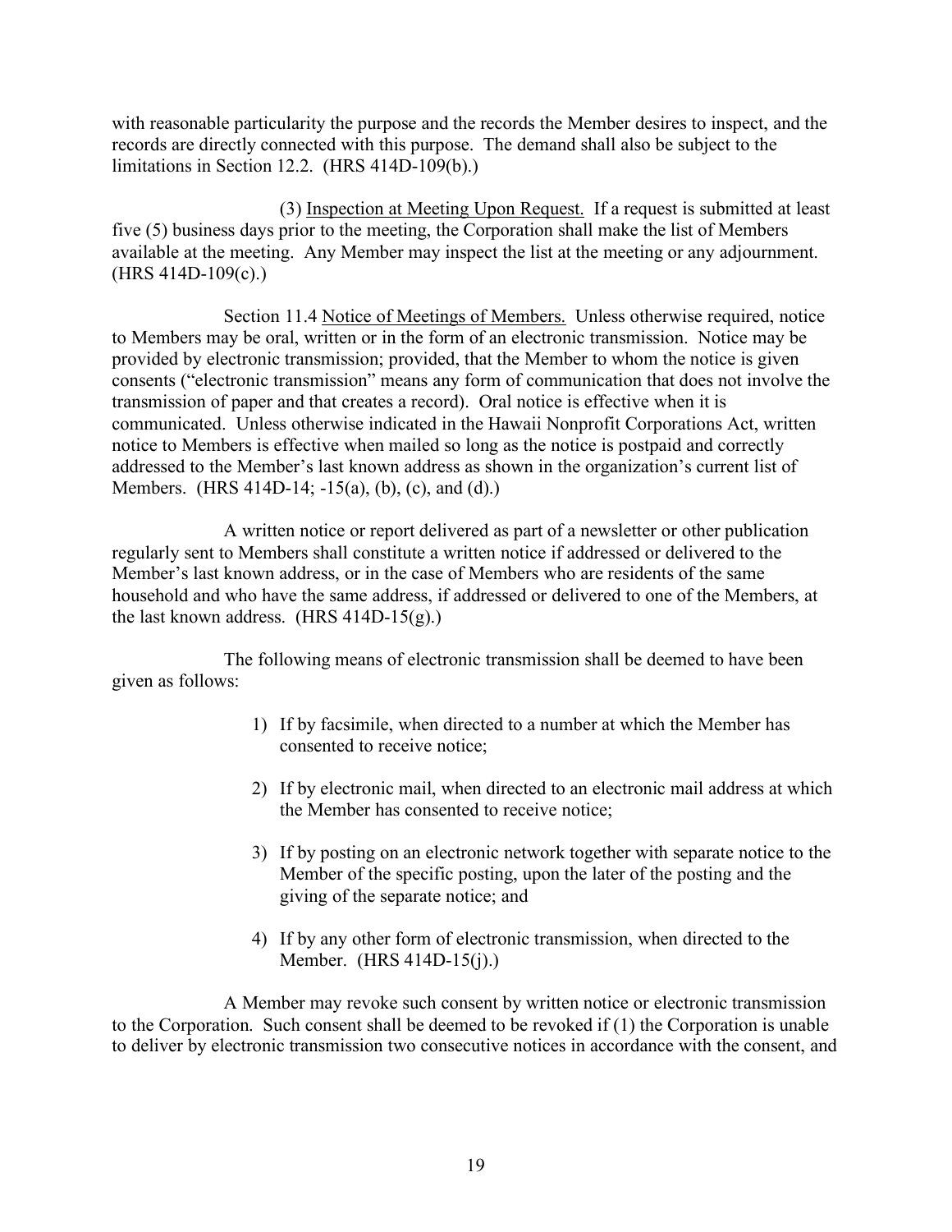with reasonable particularity the purpose and the records the Member desires to inspect, and the records are directly connected with this purpose. The demand shall also be subject to the limitations in Section 12.2. (HRS 414D-109(b).)

(3) <u>Inspection at Meeting Upon Request.</u> If a request is submitted at least five (5) business days prior to the meeting, the Corporation shall make the list of Members available at the meeting. Any Member may inspect the list at the meeting or any adjournment. (HRS 414D-109(c).)

Section 11.4 <u>Notice of Meetings of Members.</u> Unless otherwise required, notice to Members may be oral, written or in the form of an electronic transmission. Notice may be provided by electronic transmission; provided, that the Member to whom the notice is given consents ("electronic transmission" means any form of communication that does not involve the transmission of paper and that creates a record). Oral notice is effective when it is communicated. Unless otherwise indicated in the Hawaii Nonprofit Corporations Act, written notice to Members is effective when mailed so long as the notice is postpaid and correctly addressed to the Member's last known address as shown in the organization's current list of Members. (HRS 414D-14; -15(a), (b), (c), and (d).)

A written notice or report delivered as part of a newsletter or other publication regularly sent to Members shall constitute a written notice if addressed or delivered to the Member's last known address, or in the case of Members who are residents of the same household and who have the same address, if addressed or delivered to one of the Members, at the last known address. (HRS 414D-15(g).)

The following means of electronic transmission shall be deemed to have been given as follows:

1) If by facsimile, when directed to a number at which the Member has consented to receive notice;

2) If by electronic mail, when directed to an electronic mail address at which the Member has consented to receive notice;

3) If by posting on an electronic network together with separate notice to the Member of the specific posting, upon the later of the posting and the giving of the separate notice; and

4) If by any other form of electronic transmission, when directed to the Member. (HRS 414D-15(j).)

A Member may revoke such consent by written notice or electronic transmission to the Corporation. Such consent shall be deemed to be revoked if (1) the Corporation is unable to deliver by electronic transmission two consecutive notices in accordance with the consent, and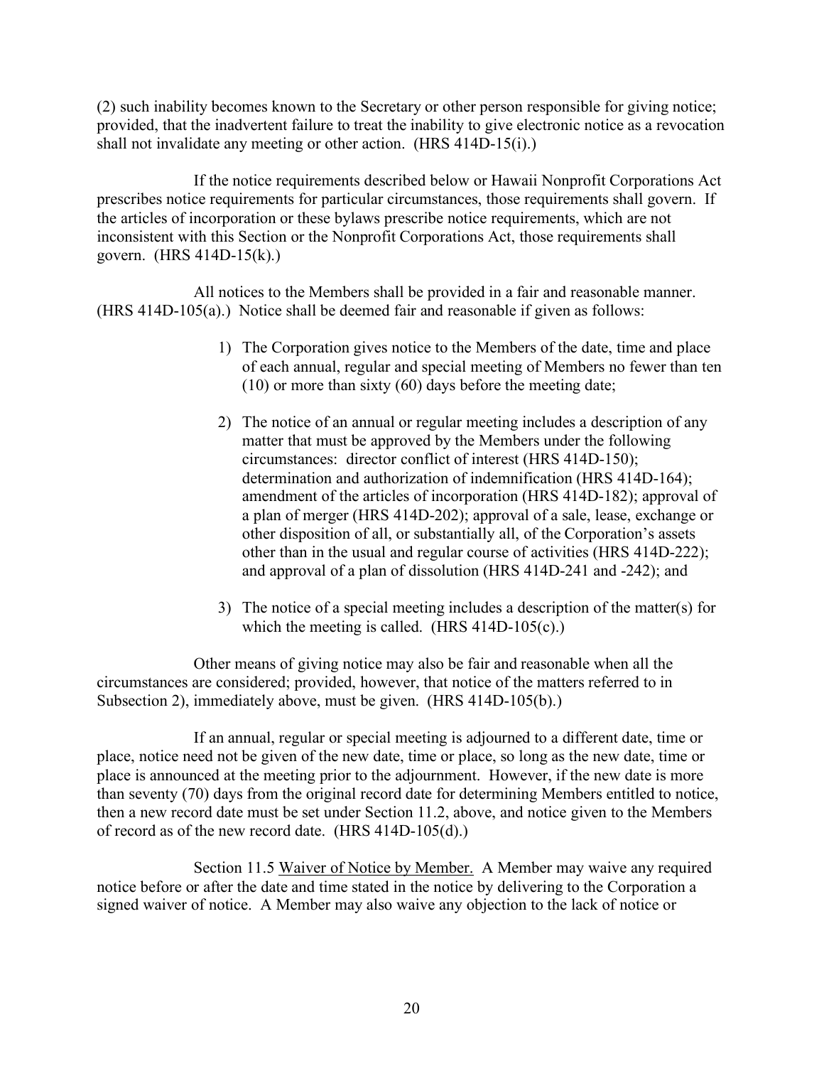(2) such inability becomes known to the Secretary or other person responsible for giving notice; provided, that the inadvertent failure to treat the inability to give electronic notice as a revocation shall not invalidate any meeting or other action. (HRS 414D-15(i).)

If the notice requirements described below or Hawaii Nonprofit Corporations Act prescribes notice requirements for particular circumstances, those requirements shall govern. If the articles of incorporation or these bylaws prescribe notice requirements, which are not inconsistent with this Section or the Nonprofit Corporations Act, those requirements shall govern. (HRS 414D-15(k).)

All notices to the Members shall be provided in a fair and reasonable manner. (HRS 414D-105(a).) Notice shall be deemed fair and reasonable if given as follows:

1) The Corporation gives notice to the Members of the date, time and place of each annual, regular and special meeting of Members no fewer than ten (10) or more than sixty (60) days before the meeting date;

2) The notice of an annual or regular meeting includes a description of any matter that must be approved by the Members under the following circumstances: director conflict of interest (HRS 414D-150); determination and authorization of indemnification (HRS 414D-164); amendment of the articles of incorporation (HRS 414D-182); approval of a plan of merger (HRS 414D-202); approval of a sale, lease, exchange or other disposition of all, or substantially all, of the Corporation's assets other than in the usual and regular course of activities (HRS 414D-222); and approval of a plan of dissolution (HRS 414D-241 and -242); and

3) The notice of a special meeting includes a description of the matter(s) for which the meeting is called. (HRS 414D-105(c).)

Other means of giving notice may also be fair and reasonable when all the circumstances are considered; provided, however, that notice of the matters referred to in Subsection 2), immediately above, must be given. (HRS 414D-105(b).)

If an annual, regular or special meeting is adjourned to a different date, time or place, notice need not be given of the new date, time or place, so long as the new date, time or place is announced at the meeting prior to the adjournment. However, if the new date is more than seventy (70) days from the original record date for determining Members entitled to notice, then a new record date must be set under Section 11.2, above, and notice given to the Members of record as of the new record date. (HRS 414D-105(d).)

Section 11.5 Waiver of Notice by Member. A Member may waive any required notice before or after the date and time stated in the notice by delivering to the Corporation a signed waiver of notice. A Member may also waive any objection to the lack of notice or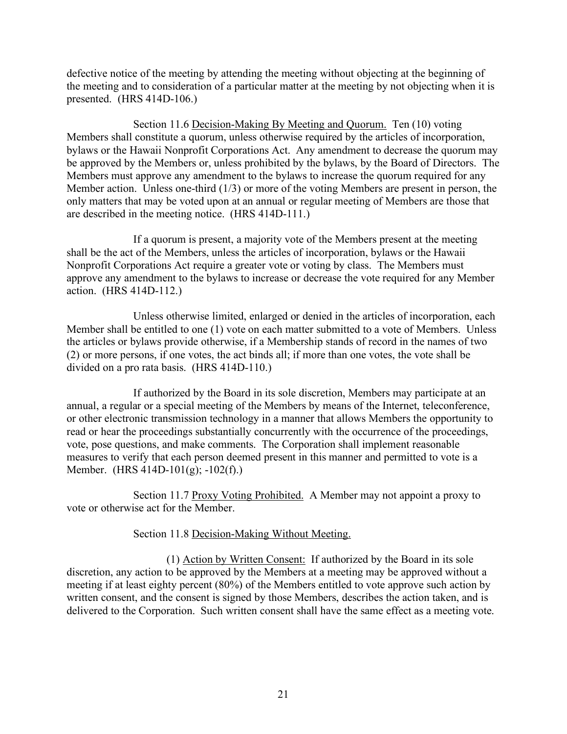defective notice of the meeting by attending the meeting without objecting at the beginning of the meeting and to consideration of a particular matter at the meeting by not objecting when it is presented. (HRS 414D-106.)

Section 11.6 <u>Decision-Making By Meeting and Quorum.</u> Ten (10) voting Members shall constitute a quorum, unless otherwise required by the articles of incorporation, bylaws or the Hawaii Nonprofit Corporations Act. Any amendment to decrease the quorum may be approved by the Members or, unless prohibited by the bylaws, by the Board of Directors. The Members must approve any amendment to the bylaws to increase the quorum required for any Member action. Unless one-third (1/3) or more of the voting Members are present in person, the only matters that may be voted upon at an annual or regular meeting of Members are those that are described in the meeting notice. (HRS 414D-111.)

If a quorum is present, a majority vote of the Members present at the meeting shall be the act of the Members, unless the articles of incorporation, bylaws or the Hawaii Nonprofit Corporations Act require a greater vote or voting by class. The Members must approve any amendment to the bylaws to increase or decrease the vote required for any Member action. (HRS 414D-112.)

Unless otherwise limited, enlarged or denied in the articles of incorporation, each Member shall be entitled to one (1) vote on each matter submitted to a vote of Members. Unless the articles or bylaws provide otherwise, if a Membership stands of record in the names of two (2) or more persons, if one votes, the act binds all; if more than one votes, the vote shall be divided on a pro rata basis. (HRS 414D-110.)

If authorized by the Board in its sole discretion, Members may participate at an annual, a regular or a special meeting of the Members by means of the Internet, teleconference, or other electronic transmission technology in a manner that allows Members the opportunity to read or hear the proceedings substantially concurrently with the occurrence of the proceedings, vote, pose questions, and make comments. The Corporation shall implement reasonable measures to verify that each person deemed present in this manner and permitted to vote is a Member. (HRS 414D-101(g); -102(f).)

Section 11.7 <u>Proxy Voting Prohibited.</u> A Member may not appoint a proxy to vote or otherwise act for the Member.

Section 11.8 <u>Decision-Making Without Meeting.</u>

(1) <u>Action by Written Consent:</u> If authorized by the Board in its sole discretion, any action to be approved by the Members at a meeting may be approved without a meeting if at least eighty percent (80%) of the Members entitled to vote approve such action by written consent, and the consent is signed by those Members, describes the action taken, and is delivered to the Corporation. Such written consent shall have the same effect as a meeting vote.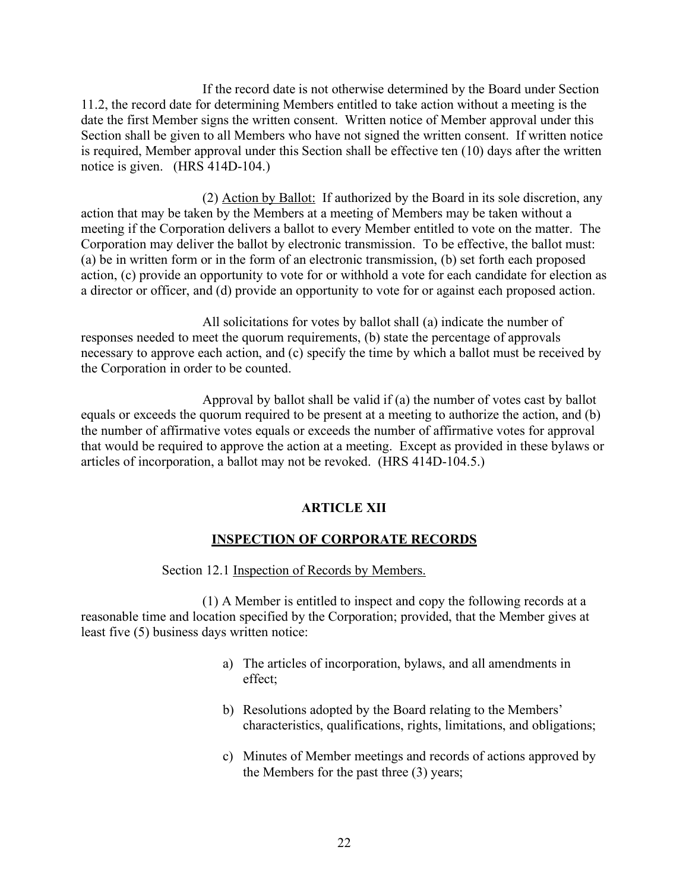If the record date is not otherwise determined by the Board under Section 11.2, the record date for determining Members entitled to take action without a meeting is the date the first Member signs the written consent. Written notice of Member approval under this Section shall be given to all Members who have not signed the written consent. If written notice is required, Member approval under this Section shall be effective ten (10) days after the written notice is given. (HRS 414D-104.)

(2) Action by Ballot: If authorized by the Board in its sole discretion, any action that may be taken by the Members at a meeting of Members may be taken without a meeting if the Corporation delivers a ballot to every Member entitled to vote on the matter. The Corporation may deliver the ballot by electronic transmission. To be effective, the ballot must: (a) be in written form or in the form of an electronic transmission, (b) set forth each proposed action, (c) provide an opportunity to vote for or withhold a vote for each candidate for election as a director or officer, and (d) provide an opportunity to vote for or against each proposed action.

All solicitations for votes by ballot shall (a) indicate the number of responses needed to meet the quorum requirements, (b) state the percentage of approvals necessary to approve each action, and (c) specify the time by which a ballot must be received by the Corporation in order to be counted.

Approval by ballot shall be valid if (a) the number of votes cast by ballot equals or exceeds the quorum required to be present at a meeting to authorize the action, and (b) the number of affirmative votes equals or exceeds the number of affirmative votes for approval that would be required to approve the action at a meeting. Except as provided in these bylaws or articles of incorporation, a ballot may not be revoked. (HRS 414D-104.5.)

## ARTICLE XII

## INSPECTION OF CORPORATE RECORDS

Section 12.1 Inspection of Records by Members.

(1) A Member is entitled to inspect and copy the following records at a reasonable time and location specified by the Corporation; provided, that the Member gives at least five (5) business days written notice:

a) The articles of incorporation, bylaws, and all amendments in effect;

b) Resolutions adopted by the Board relating to the Members' characteristics, qualifications, rights, limitations, and obligations;

c) Minutes of Member meetings and records of actions approved by the Members for the past three (3) years;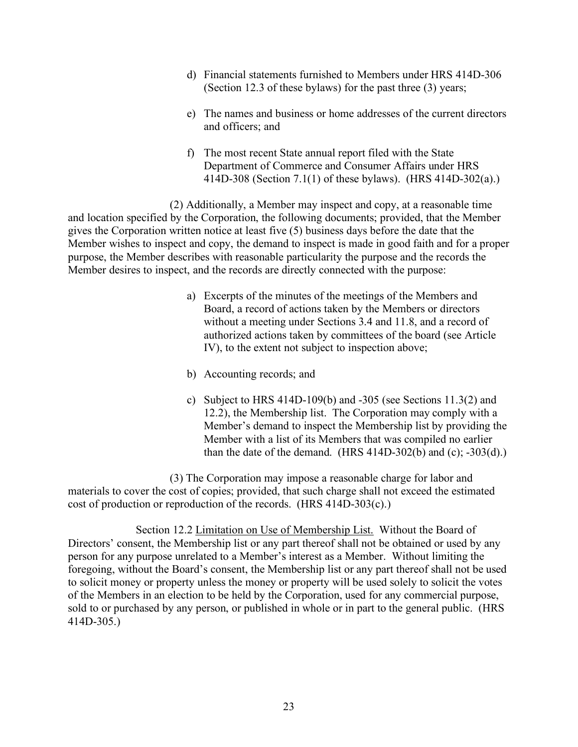d) Financial statements furnished to Members under HRS 414D-306 (Section 12.3 of these bylaws) for the past three (3) years;

e) The names and business or home addresses of the current directors and officers; and

f) The most recent State annual report filed with the State Department of Commerce and Consumer Affairs under HRS 414D-308 (Section 7.1(1) of these bylaws). (HRS 414D-302(a).)

(2) Additionally, a Member may inspect and copy, at a reasonable time and location specified by the Corporation, the following documents; provided, that the Member gives the Corporation written notice at least five (5) business days before the date that the Member wishes to inspect and copy, the demand to inspect is made in good faith and for a proper purpose, the Member describes with reasonable particularity the purpose and the records the Member desires to inspect, and the records are directly connected with the purpose:

a) Excerpts of the minutes of the meetings of the Members and Board, a record of actions taken by the Members or directors without a meeting under Sections 3.4 and 11.8, and a record of authorized actions taken by committees of the board (see Article IV), to the extent not subject to inspection above;

b) Accounting records; and

c) Subject to HRS 414D-109(b) and -305 (see Sections 11.3(2) and 12.2), the Membership list. The Corporation may comply with a Member's demand to inspect the Membership list by providing the Member with a list of its Members that was compiled no earlier than the date of the demand. (HRS 414D-302(b) and (c); -303(d).)

(3) The Corporation may impose a reasonable charge for labor and materials to cover the cost of copies; provided, that such charge shall not exceed the estimated cost of production or reproduction of the records. (HRS 414D-303(c).)

Section 12.2 <u>Limitation on Use of Membership List.</u> Without the Board of Directors' consent, the Membership list or any part thereof shall not be obtained or used by any person for any purpose unrelated to a Member's interest as a Member. Without limiting the foregoing, without the Board's consent, the Membership list or any part thereof shall not be used to solicit money or property unless the money or property will be used solely to solicit the votes of the Members in an election to be held by the Corporation, used for any commercial purpose, sold to or purchased by any person, or published in whole or in part to the general public. (HRS 414D-305.)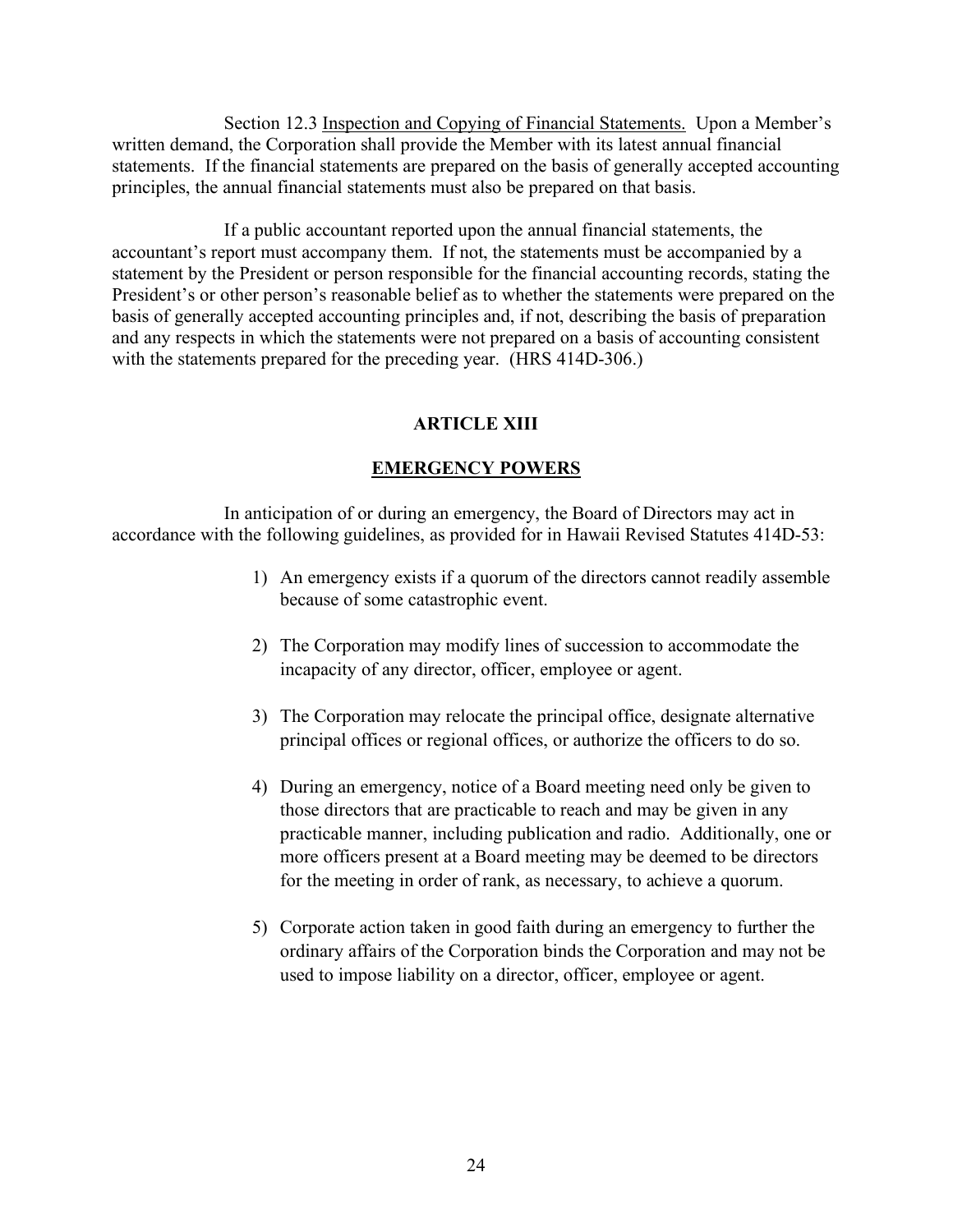Section 12.3 Inspection and Copying of Financial Statements. Upon a Member's written demand, the Corporation shall provide the Member with its latest annual financial statements. If the financial statements are prepared on the basis of generally accepted accounting principles, the annual financial statements must also be prepared on that basis.

If a public accountant reported upon the annual financial statements, the accountant's report must accompany them. If not, the statements must be accompanied by a statement by the President or person responsible for the financial accounting records, stating the President's or other person's reasonable belief as to whether the statements were prepared on the basis of generally accepted accounting principles and, if not, describing the basis of preparation and any respects in which the statements were not prepared on a basis of accounting consistent with the statements prepared for the preceding year. (HRS 414D-306.)

## ARTICLE XIII

## EMERGENCY POWERS

In anticipation of or during an emergency, the Board of Directors may act in accordance with the following guidelines, as provided for in Hawaii Revised Statutes 414D-53:

1) An emergency exists if a quorum of the directors cannot readily assemble because of some catastrophic event.

2) The Corporation may modify lines of succession to accommodate the incapacity of any director, officer, employee or agent.

3) The Corporation may relocate the principal office, designate alternative principal offices or regional offices, or authorize the officers to do so.

4) During an emergency, notice of a Board meeting need only be given to those directors that are practicable to reach and may be given in any practicable manner, including publication and radio. Additionally, one or more officers present at a Board meeting may be deemed to be directors for the meeting in order of rank, as necessary, to achieve a quorum.

5) Corporate action taken in good faith during an emergency to further the ordinary affairs of the Corporation binds the Corporation and may not be used to impose liability on a director, officer, employee or agent.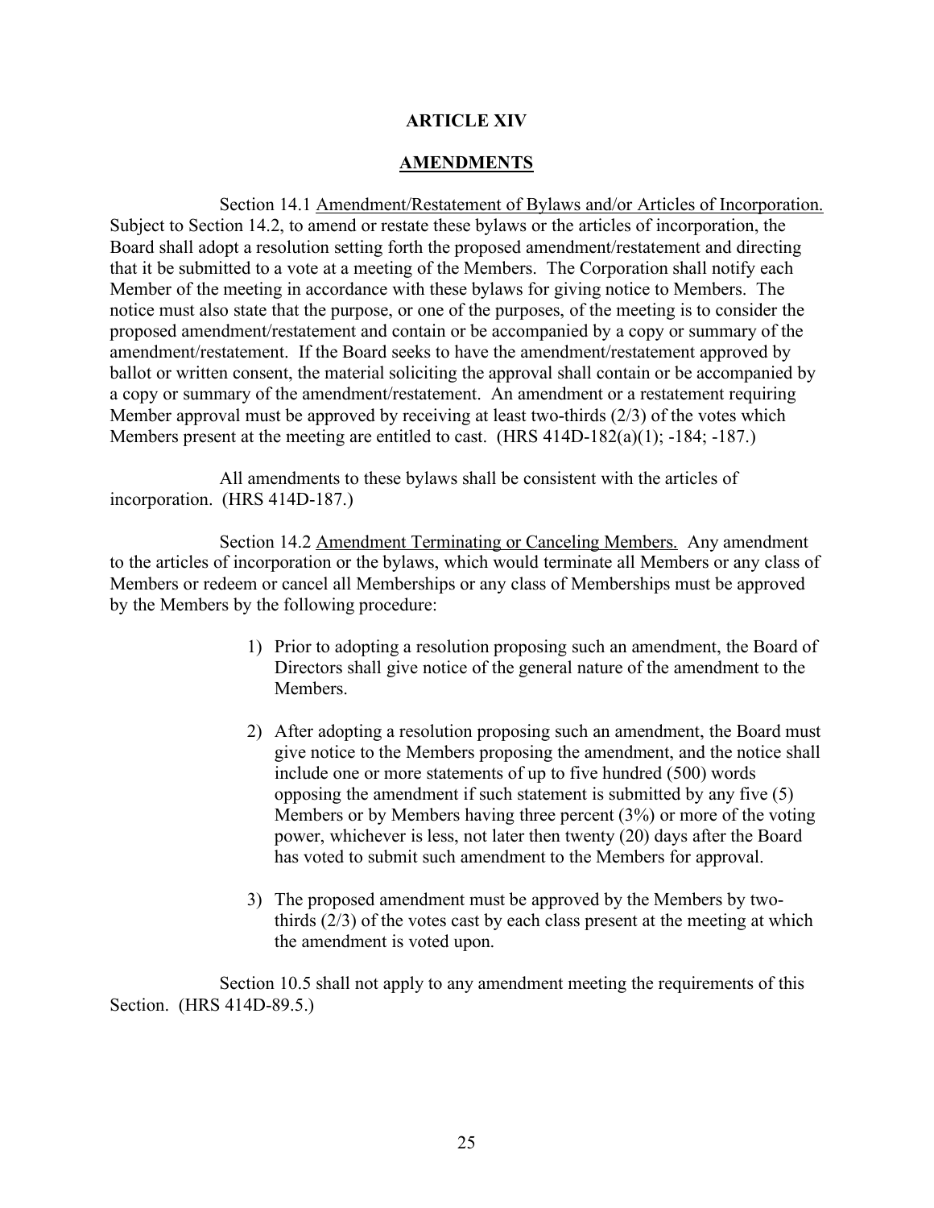## ARTICLE XIV

## AMENDMENTS

Section 14.1 Amendment/Restatement of Bylaws and/or Articles of Incorporation. Subject to Section 14.2, to amend or restate these bylaws or the articles of incorporation, the Board shall adopt a resolution setting forth the proposed amendment/restatement and directing that it be submitted to a vote at a meeting of the Members. The Corporation shall notify each Member of the meeting in accordance with these bylaws for giving notice to Members. The notice must also state that the purpose, or one of the purposes, of the meeting is to consider the proposed amendment/restatement and contain or be accompanied by a copy or summary of the amendment/restatement. If the Board seeks to have the amendment/restatement approved by ballot or written consent, the material soliciting the approval shall contain or be accompanied by a copy or summary of the amendment/restatement. An amendment or a restatement requiring Member approval must be approved by receiving at least two-thirds (2/3) of the votes which Members present at the meeting are entitled to cast. (HRS 414D-182(a)(1); -184; -187.)

All amendments to these bylaws shall be consistent with the articles of incorporation. (HRS 414D-187.)

Section 14.2 Amendment Terminating or Canceling Members. Any amendment to the articles of incorporation or the bylaws, which would terminate all Members or any class of Members or redeem or cancel all Memberships or any class of Memberships must be approved by the Members by the following procedure:

1) Prior to adopting a resolution proposing such an amendment, the Board of Directors shall give notice of the general nature of the amendment to the Members.

2) After adopting a resolution proposing such an amendment, the Board must give notice to the Members proposing the amendment, and the notice shall include one or more statements of up to five hundred (500) words opposing the amendment if such statement is submitted by any five (5) Members or by Members having three percent (3%) or more of the voting power, whichever is less, not later then twenty (20) days after the Board has voted to submit such amendment to the Members for approval.

3) The proposed amendment must be approved by the Members by two-thirds (2/3) of the votes cast by each class present at the meeting at which the amendment is voted upon.

Section 10.5 shall not apply to any amendment meeting the requirements of this Section. (HRS 414D-89.5.)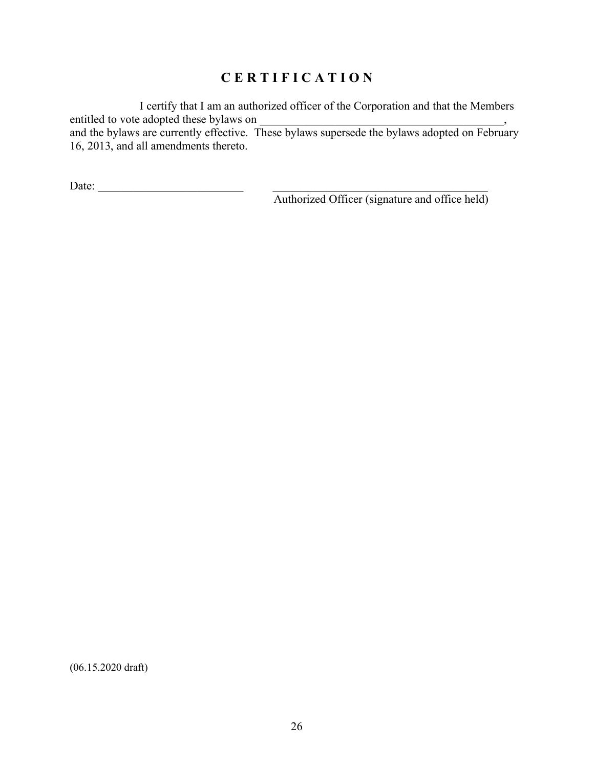# C E R T I F I C A T I O N

I certify that I am an authorized officer of the Corporation and that the Members entitled to vote adopted these bylaws on ____________________________________________, and the bylaws are currently effective. These bylaws supersede the bylaws adopted on February 16, 2013, and all amendments thereto.

Date: _________________________ ______________________________________
Authorized Officer (signature and office held)

(06.15.2020 draft)